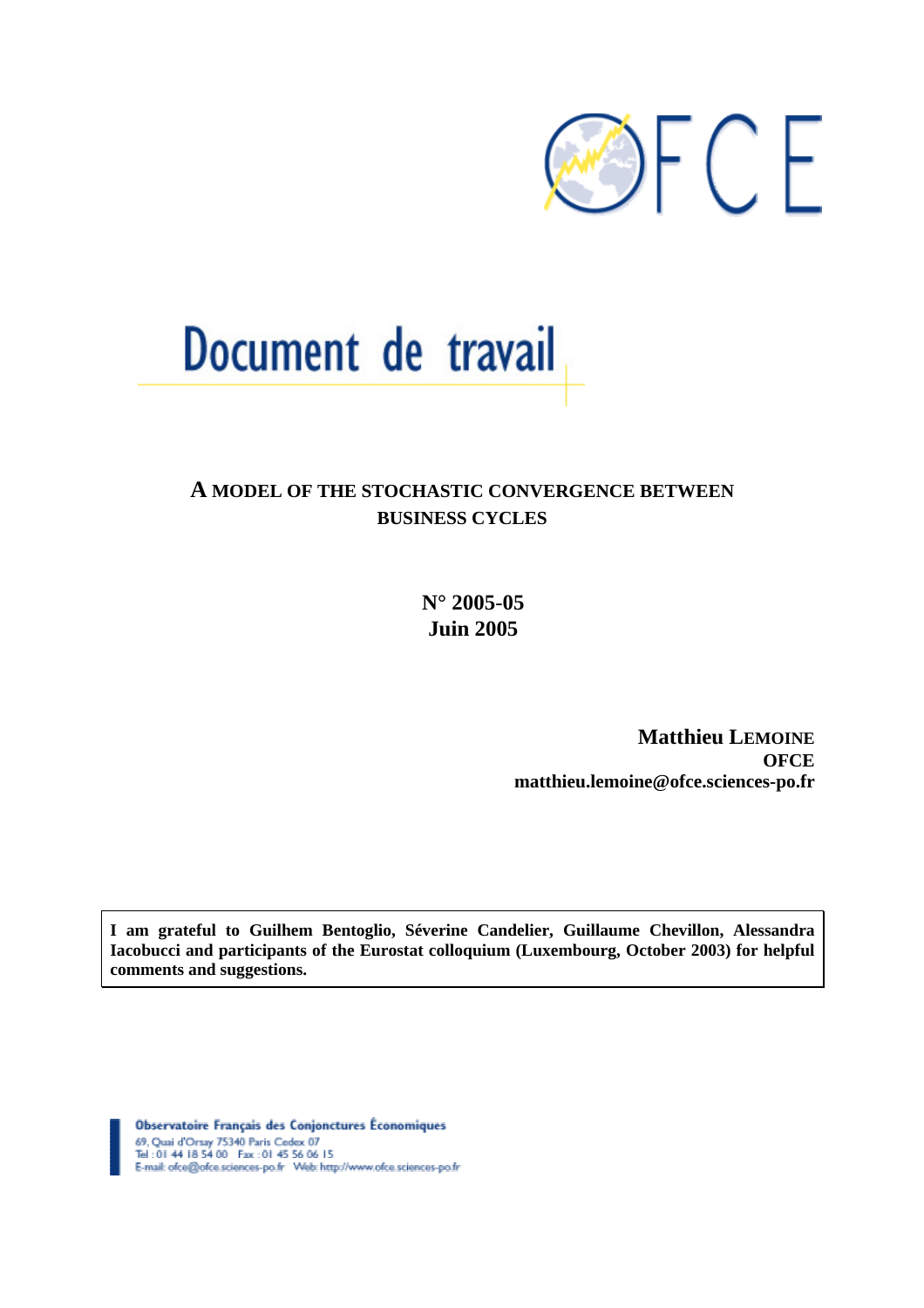OFCE

# Document de travail

## A MODEL OF THE STOCHASTIC CONVERGENCE BETWEEN BUSINESS CYCLES

**N° 2005-05**
**Juin 2005**

**Matthieu LEMOINE**
**OFCE**
**matthieu.lemoine@ofce.sciences-po.fr**

**I am grateful to Guilhem Bentoglio, Séverine Candelier, Guillaume Chevillon, Alessandra Iacobucci and participants of the Eurostat colloquium (Luxembourg, October 2003) for helpful comments and suggestions.**

Observatoire Français des Conjonctures Économiques
69, Quai d'Orsay 75340 Paris Cedex 07
Tel : 01 44 18 54 00 Fax : 01 45 56 06 15
E-mail: ofce@ofce.sciences-po.fr Web: http://www.ofce.sciences-po.fr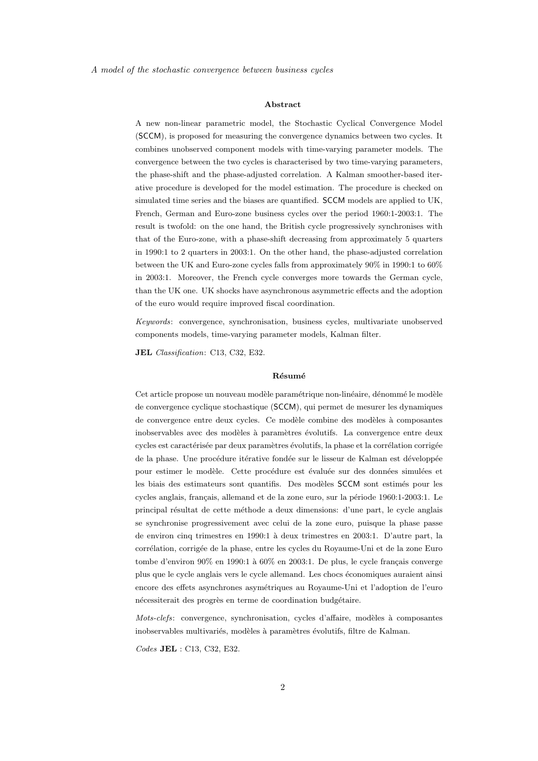### Abstract

A new non-linear parametric model, the Stochastic Cyclical Convergence Model (SCCM), is proposed for measuring the convergence dynamics between two cycles. It combines unobserved component models with time-varying parameter models. The convergence between the two cycles is characterised by two time-varying parameters, the phase-shift and the phase-adjusted correlation. A Kalman smoother-based iterative procedure is developed for the model estimation. The procedure is checked on simulated time series and the biases are quantified. SCCM models are applied to UK, French, German and Euro-zone business cycles over the period 1960:1-2003:1. The result is twofold: on the one hand, the British cycle progressively synchronises with that of the Euro-zone, with a phase-shift decreasing from approximately 5 quarters in 1990:1 to 2 quarters in 2003:1. On the other hand, the phase-adjusted correlation between the UK and Euro-zone cycles falls from approximately 90% in 1990:1 to 60% in 2003:1. Moreover, the French cycle converges more towards the German cycle, than the UK one. UK shocks have asynchronous asymmetric effects and the adoption of the euro would require improved fiscal coordination.

*Keywords*: convergence, synchronisation, business cycles, multivariate unobserved components models, time-varying parameter models, Kalman filter.

**JEL** *Classification*: C13, C32, E32.

### Résumé

Cet article propose un nouveau modèle paramétrique non-linéaire, dénommé le modèle de convergence cyclique stochastique (SCCM), qui permet de mesurer les dynamiques de convergence entre deux cycles. Ce modèle combine des modèles à composantes inobservables avec des modèles à paramètres évolutifs. La convergence entre deux cycles est caractérisée par deux paramètres évolutifs, la phase et la corrélation corrigée de la phase. Une procédure itérative fondée sur le lisseur de Kalman est développée pour estimer le modèle. Cette procédure est évaluée sur des données simulées et les biais des estimateurs sont quantifis. Des modèles SCCM sont estimés pour les cycles anglais, français, allemand et de la zone euro, sur la période 1960:1-2003:1. Le principal résultat de cette méthode a deux dimensions: d'une part, le cycle anglais se synchronise progressivement avec celui de la zone euro, puisque la phase passe de environ cinq trimestres en 1990:1 à deux trimestres en 2003:1. D'autre part, la corrélation, corrigée de la phase, entre les cycles du Royaume-Uni et de la zone Euro tombe d'environ 90% en 1990:1 à 60% en 2003:1. De plus, le cycle français converge plus que le cycle anglais vers le cycle allemand. Les chocs économiques auraient ainsi encore des effets asynchrones asymétriques au Royaume-Uni et l'adoption de l'euro nécessiterait des progrès en terme de coordination budgétaire.

*Mots-clefs*: convergence, synchronisation, cycles d'affaire, modèles à composantes inobservables multivariés, modèles à paramètres évolutifs, filtre de Kalman.

*Codes* **JEL** : C13, C32, E32.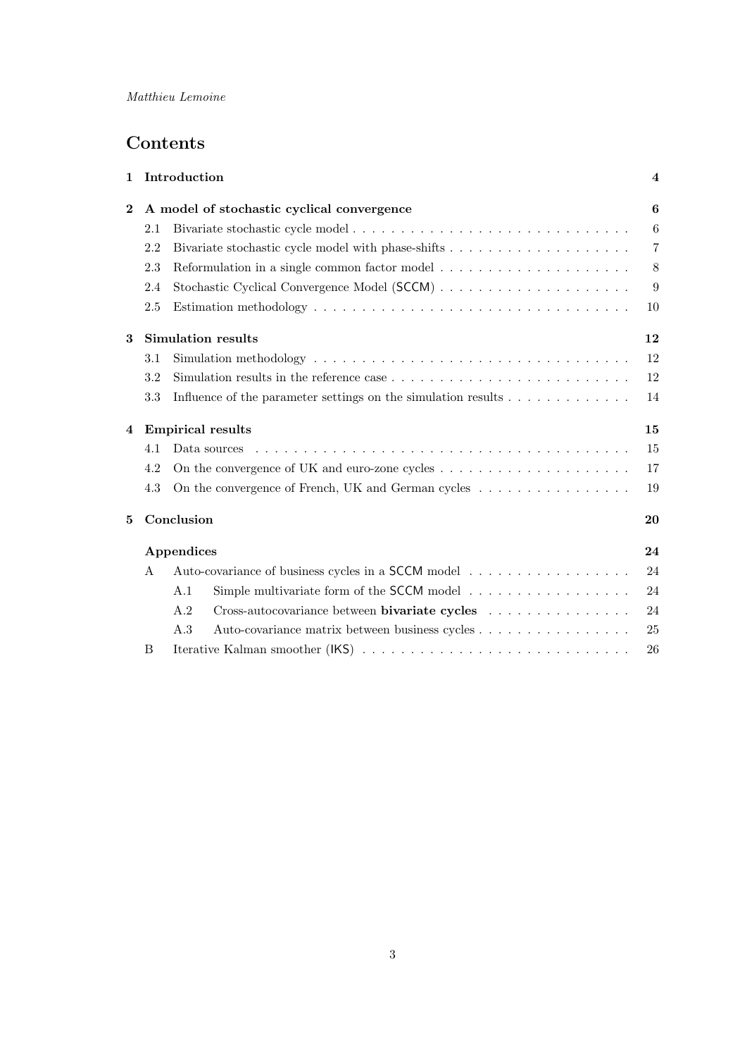# Contents

**1 Introduction** — 4

**2 A model of stochastic cyclical convergence** — 6

- 2.1 Bivariate stochastic cycle model — 6
- 2.2 Bivariate stochastic cycle model with phase-shifts — 7
- 2.3 Reformulation in a single common factor model — 8
- 2.4 Stochastic Cyclical Convergence Model (SCCM) — 9
- 2.5 Estimation methodology — 10

**3 Simulation results** — 12

- 3.1 Simulation methodology — 12
- 3.2 Simulation results in the reference case — 12
- 3.3 Influence of the parameter settings on the simulation results — 14

**4 Empirical results** — 15

- 4.1 Data sources — 15
- 4.2 On the convergence of UK and euro-zone cycles — 17
- 4.3 On the convergence of French, UK and German cycles — 19

**5 Conclusion** — 20

**Appendices** — 24

- A Auto-covariance of business cycles in a SCCM model — 24
  - A.1 Simple multivariate form of the SCCM model — 24
  - A.2 Cross-autocovariance between **bivariate cycles** — 24
  - A.3 Auto-covariance matrix between business cycles — 25
- B Iterative Kalman smoother (IKS) — 26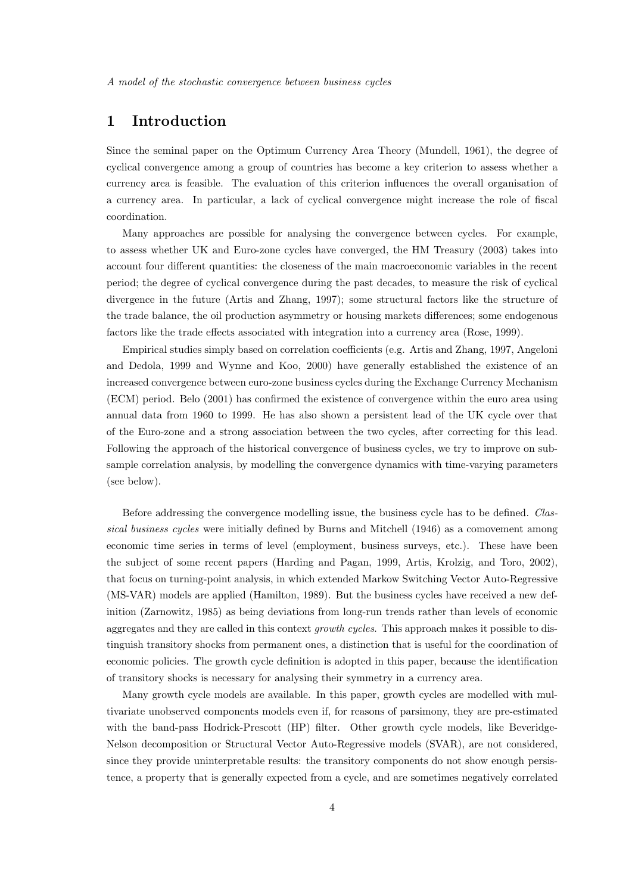## 1 Introduction

Since the seminal paper on the Optimum Currency Area Theory (Mundell, 1961), the degree of cyclical convergence among a group of countries has become a key criterion to assess whether a currency area is feasible. The evaluation of this criterion influences the overall organisation of a currency area. In particular, a lack of cyclical convergence might increase the role of fiscal coordination.

Many approaches are possible for analysing the convergence between cycles. For example, to assess whether UK and Euro-zone cycles have converged, the HM Treasury (2003) takes into account four different quantities: the closeness of the main macroeconomic variables in the recent period; the degree of cyclical convergence during the past decades, to measure the risk of cyclical divergence in the future (Artis and Zhang, 1997); some structural factors like the structure of the trade balance, the oil production asymmetry or housing markets differences; some endogenous factors like the trade effects associated with integration into a currency area (Rose, 1999).

Empirical studies simply based on correlation coefficients (e.g. Artis and Zhang, 1997, Angeloni and Dedola, 1999 and Wynne and Koo, 2000) have generally established the existence of an increased convergence between euro-zone business cycles during the Exchange Currency Mechanism (ECM) period. Belo (2001) has confirmed the existence of convergence within the euro area using annual data from 1960 to 1999. He has also shown a persistent lead of the UK cycle over that of the Euro-zone and a strong association between the two cycles, after correcting for this lead. Following the approach of the historical convergence of business cycles, we try to improve on sub-sample correlation analysis, by modelling the convergence dynamics with time-varying parameters (see below).

Before addressing the convergence modelling issue, the business cycle has to be defined. *Classical business cycles* were initially defined by Burns and Mitchell (1946) as a comovement among economic time series in terms of level (employment, business surveys, etc.). These have been the subject of some recent papers (Harding and Pagan, 1999, Artis, Krolzig, and Toro, 2002), that focus on turning-point analysis, in which extended Markow Switching Vector Auto-Regressive (MS-VAR) models are applied (Hamilton, 1989). But the business cycles have received a new definition (Zarnowitz, 1985) as being deviations from long-run trends rather than levels of economic aggregates and they are called in this context *growth cycles*. This approach makes it possible to distinguish transitory shocks from permanent ones, a distinction that is useful for the coordination of economic policies. The growth cycle definition is adopted in this paper, because the identification of transitory shocks is necessary for analysing their symmetry in a currency area.

Many growth cycle models are available. In this paper, growth cycles are modelled with multivariate unobserved components models even if, for reasons of parsimony, they are pre-estimated with the band-pass Hodrick-Prescott (HP) filter. Other growth cycle models, like Beveridge-Nelson decomposition or Structural Vector Auto-Regressive models (SVAR), are not considered, since they provide uninterpretable results: the transitory components do not show enough persistence, a property that is generally expected from a cycle, and are sometimes negatively correlated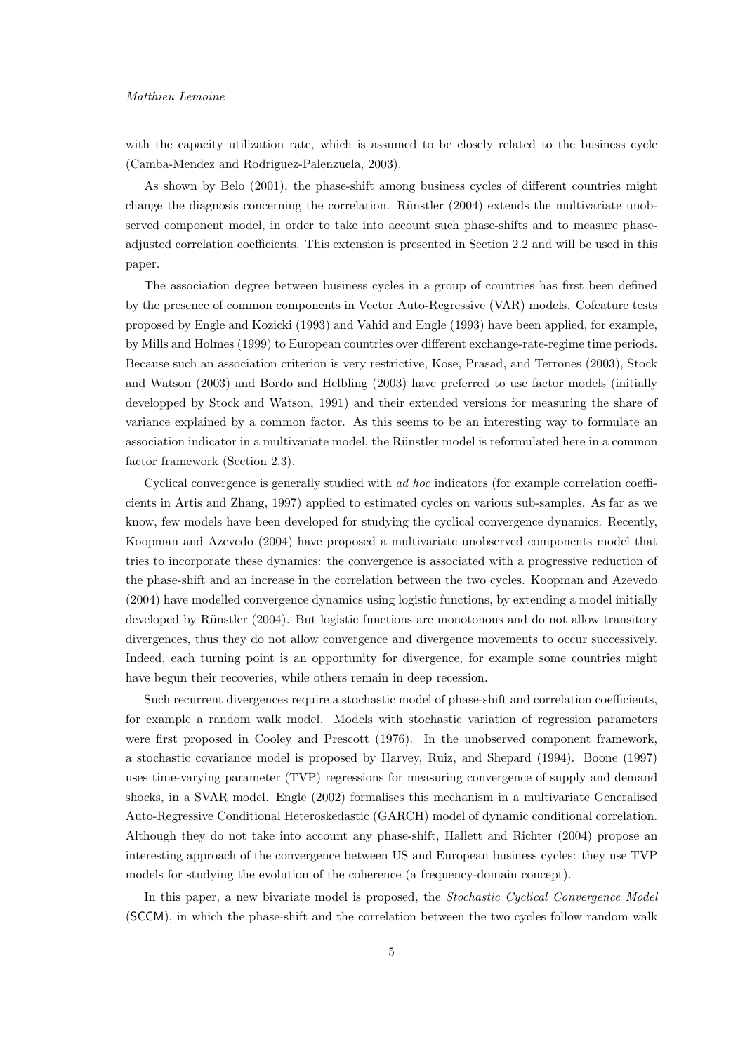with the capacity utilization rate, which is assumed to be closely related to the business cycle (Camba-Mendez and Rodriguez-Palenzuela, 2003).

As shown by Belo (2001), the phase-shift among business cycles of different countries might change the diagnosis concerning the correlation. Rünstler (2004) extends the multivariate unobserved component model, in order to take into account such phase-shifts and to measure phase-adjusted correlation coefficients. This extension is presented in Section 2.2 and will be used in this paper.

The association degree between business cycles in a group of countries has first been defined by the presence of common components in Vector Auto-Regressive (VAR) models. Cofeature tests proposed by Engle and Kozicki (1993) and Vahid and Engle (1993) have been applied, for example, by Mills and Holmes (1999) to European countries over different exchange-rate-regime time periods. Because such an association criterion is very restrictive, Kose, Prasad, and Terrones (2003), Stock and Watson (2003) and Bordo and Helbling (2003) have preferred to use factor models (initially developped by Stock and Watson, 1991) and their extended versions for measuring the share of variance explained by a common factor. As this seems to be an interesting way to formulate an association indicator in a multivariate model, the Rünstler model is reformulated here in a common factor framework (Section 2.3).

Cyclical convergence is generally studied with *ad hoc* indicators (for example correlation coefficients in Artis and Zhang, 1997) applied to estimated cycles on various sub-samples. As far as we know, few models have been developed for studying the cyclical convergence dynamics. Recently, Koopman and Azevedo (2004) have proposed a multivariate unobserved components model that tries to incorporate these dynamics: the convergence is associated with a progressive reduction of the phase-shift and an increase in the correlation between the two cycles. Koopman and Azevedo (2004) have modelled convergence dynamics using logistic functions, by extending a model initially developed by Rünstler (2004). But logistic functions are monotonous and do not allow transitory divergences, thus they do not allow convergence and divergence movements to occur successively. Indeed, each turning point is an opportunity for divergence, for example some countries might have begun their recoveries, while others remain in deep recession.

Such recurrent divergences require a stochastic model of phase-shift and correlation coefficients, for example a random walk model. Models with stochastic variation of regression parameters were first proposed in Cooley and Prescott (1976). In the unobserved component framework, a stochastic covariance model is proposed by Harvey, Ruiz, and Shepard (1994). Boone (1997) uses time-varying parameter (TVP) regressions for measuring convergence of supply and demand shocks, in a SVAR model. Engle (2002) formalises this mechanism in a multivariate Generalised Auto-Regressive Conditional Heteroskedastic (GARCH) model of dynamic conditional correlation. Although they do not take into account any phase-shift, Hallett and Richter (2004) propose an interesting approach of the convergence between US and European business cycles: they use TVP models for studying the evolution of the coherence (a frequency-domain concept).

In this paper, a new bivariate model is proposed, the *Stochastic Cyclical Convergence Model* (SCCM), in which the phase-shift and the correlation between the two cycles follow random walk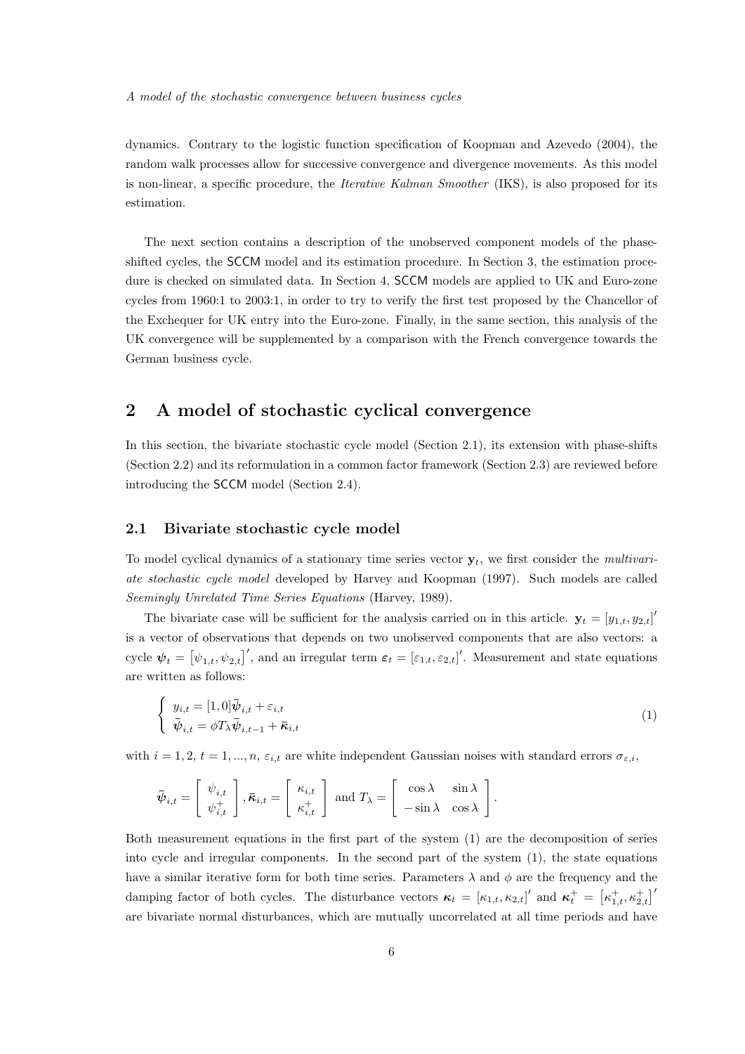dynamics. Contrary to the logistic function specification of Koopman and Azevedo (2004), the random walk processes allow for successive convergence and divergence movements. As this model is non-linear, a specific procedure, the *Iterative Kalman Smoother* (IKS), is also proposed for its estimation.

The next section contains a description of the unobserved component models of the phase-shifted cycles, the SCCM model and its estimation procedure. In Section 3, the estimation procedure is checked on simulated data. In Section 4, SCCM models are applied to UK and Euro-zone cycles from 1960:1 to 2003:1, in order to try to verify the first test proposed by the Chancellor of the Exchequer for UK entry into the Euro-zone. Finally, in the same section, this analysis of the UK convergence will be supplemented by a comparison with the French convergence towards the German business cycle.

## 2 A model of stochastic cyclical convergence

In this section, the bivariate stochastic cycle model (Section 2.1), its extension with phase-shifts (Section 2.2) and its reformulation in a common factor framework (Section 2.3) are reviewed before introducing the SCCM model (Section 2.4).

### 2.1 Bivariate stochastic cycle model

To model cyclical dynamics of a stationary time series vector $\mathbf{y}_t$, we first consider the *multivariate stochastic cycle model* developed by Harvey and Koopman (1997). Such models are called *Seemingly Unrelated Time Series Equations* (Harvey, 1989).

The bivariate case will be sufficient for the analysis carried on in this article. $\mathbf{y}_t = [y_{1,t}, y_{2,t}]'$ is a vector of observations that depends on two unobserved components that are also vectors: a cycle $\boldsymbol{\psi}_t = [\psi_{1,t}, \psi_{2,t}]'$, and an irregular term $\boldsymbol{\varepsilon}_t = [\varepsilon_{1,t}, \varepsilon_{2,t}]'$. Measurement and state equations are written as follows:

$$
\left\{
\begin{array}{l}
y_{i,t} = [1, 0]\bar{\boldsymbol{\psi}}_{i,t} + \varepsilon_{i,t} \\
\bar{\boldsymbol{\psi}}_{i,t} = \phi T_\lambda \bar{\boldsymbol{\psi}}_{i,t-1} + \bar{\boldsymbol{\kappa}}_{i,t}
\end{array}
\right.
\tag{1}
$$

with $i = 1, 2$, $t = 1, ..., n$, $\varepsilon_{i,t}$ are white independent Gaussian noises with standard errors $\sigma_{\varepsilon,i}$,

$$
\bar{\boldsymbol{\psi}}_{i,t} = \left[ \begin{array}{c} \psi_{i,t} \\ \psi^{+}_{i,t} \end{array} \right], \bar{\boldsymbol{\kappa}}_{i,t} = \left[ \begin{array}{c} \kappa_{i,t} \\ \kappa^{+}_{i,t} \end{array} \right] \text{ and } T_\lambda = \left[ \begin{array}{cc} \cos\lambda & \sin\lambda \\ -\sin\lambda & \cos\lambda \end{array} \right].
$$

Both measurement equations in the first part of the system (1) are the decomposition of series into cycle and irregular components. In the second part of the system (1), the state equations have a similar iterative form for both time series. Parameters $\lambda$ and $\phi$ are the frequency and the damping factor of both cycles. The disturbance vectors $\boldsymbol{\kappa}_t = [\kappa_{1,t}, \kappa_{2,t}]'$ and $\boldsymbol{\kappa}^{+}_t = [\kappa^{+}_{1,t}, \kappa^{+}_{2,t}]'$ are bivariate normal disturbances, which are mutually uncorrelated at all time periods and have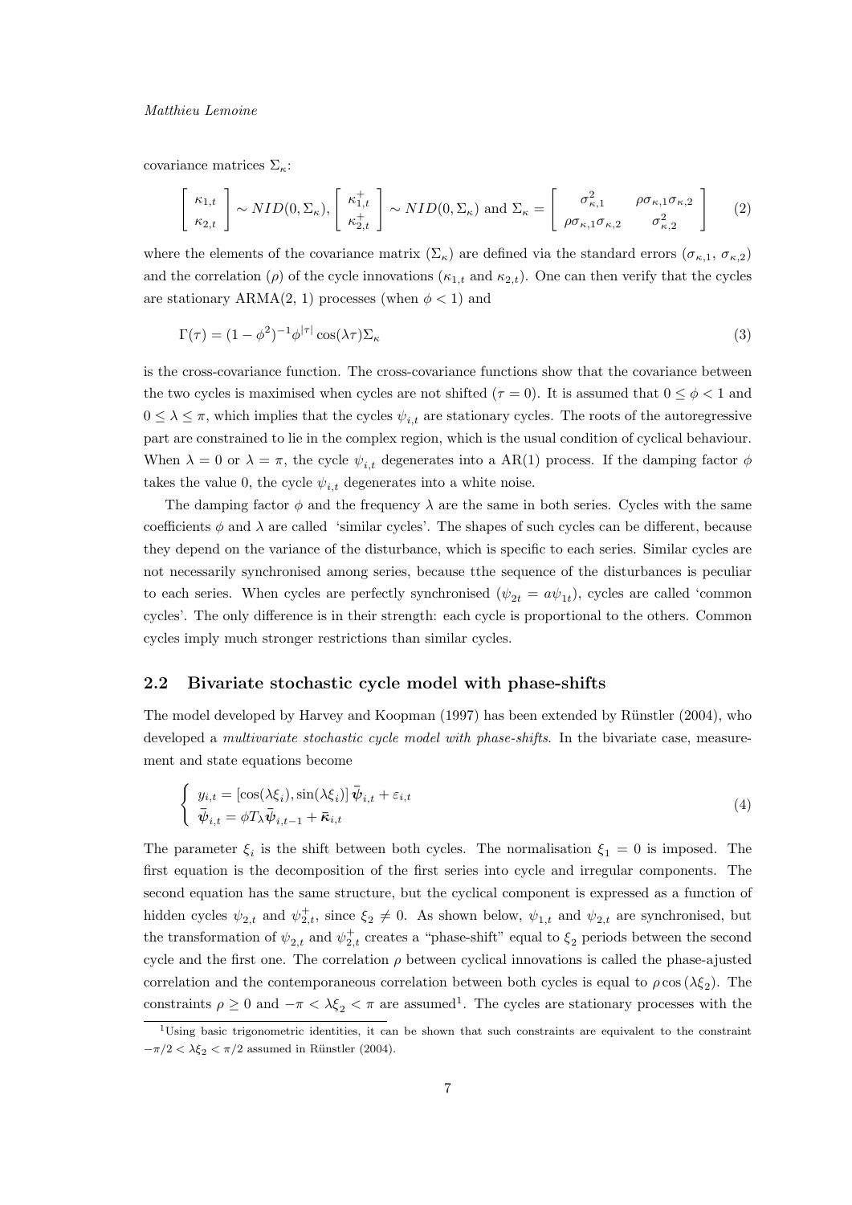covariance matrices $\Sigma_\kappa$:

$$
\left[ \begin{array}{c} \kappa_{1,t} \\ \kappa_{2,t} \end{array} \right] \sim NID(0, \Sigma_\kappa), \left[ \begin{array}{c} \kappa_{1,t}^{+} \\ \kappa_{2,t}^{+} \end{array} \right] \sim NID(0, \Sigma_\kappa) \text{ and } \Sigma_\kappa = \left[ \begin{array}{cc} \sigma_{\kappa,1}^2 & \rho\sigma_{\kappa,1}\sigma_{\kappa,2} \\ \rho\sigma_{\kappa,1}\sigma_{\kappa,2} & \sigma_{\kappa,2}^2 \end{array} \right] \tag{2}
$$

where the elements of the covariance matrix ($\Sigma_\kappa$) are defined via the standard errors ($\sigma_{\kappa,1}$, $\sigma_{\kappa,2}$) and the correlation ($\rho$) of the cycle innovations ($\kappa_{1,t}$ and $\kappa_{2,t}$). One can then verify that the cycles are stationary ARMA(2, 1) processes (when $\phi < 1$) and

$$
\Gamma(\tau) = (1 - \phi^2)^{-1}\phi^{|\tau|}\cos(\lambda\tau)\Sigma_\kappa \tag{3}
$$

is the cross-covariance function. The cross-covariance functions show that the covariance between the two cycles is maximised when cycles are not shifted ($\tau = 0$). It is assumed that $0 \leq \phi < 1$ and $0 \leq \lambda \leq \pi$, which implies that the cycles $\psi_{i,t}$ are stationary cycles. The roots of the autoregressive part are constrained to lie in the complex region, which is the usual condition of cyclical behaviour. When $\lambda = 0$ or $\lambda = \pi$, the cycle $\psi_{i,t}$ degenerates into a AR(1) process. If the damping factor $\phi$ takes the value 0, the cycle $\psi_{i,t}$ degenerates into a white noise.

The damping factor $\phi$ and the frequency $\lambda$ are the same in both series. Cycles with the same coefficients $\phi$ and $\lambda$ are called 'similar cycles'. The shapes of such cycles can be different, because they depend on the variance of the disturbance, which is specific to each series. Similar cycles are not necessarily synchronised among series, because tthe sequence of the disturbances is peculiar to each series. When cycles are perfectly synchronised ($\psi_{2t} = a\psi_{1t}$), cycles are called 'common cycles'. The only difference is in their strength: each cycle is proportional to the others. Common cycles imply much stronger restrictions than similar cycles.

## 2.2 Bivariate stochastic cycle model with phase-shifts

The model developed by Harvey and Koopman (1997) has been extended by Rünstler (2004), who developed a *multivariate stochastic cycle model with phase-shifts*. In the bivariate case, measurement and state equations become

$$
\left\{ \begin{array}{l} y_{i,t} = [\cos(\lambda\xi_i), \sin(\lambda\xi_i)]\, \bar{\boldsymbol{\psi}}_{i,t} + \varepsilon_{i,t} \\ \bar{\boldsymbol{\psi}}_{i,t} = \phi T_\lambda \bar{\boldsymbol{\psi}}_{i,t-1} + \bar{\boldsymbol{\kappa}}_{i,t} \end{array} \right. \tag{4}
$$

The parameter $\xi_i$ is the shift between both cycles. The normalisation $\xi_1 = 0$ is imposed. The first equation is the decomposition of the first series into cycle and irregular components. The second equation has the same structure, but the cyclical component is expressed as a function of hidden cycles $\psi_{2,t}$ and $\psi_{2,t}^{+}$, since $\xi_2 \neq 0$. As shown below, $\psi_{1,t}$ and $\psi_{2,t}$ are synchronised, but the transformation of $\psi_{2,t}$ and $\psi_{2,t}^{+}$ creates a "phase-shift" equal to $\xi_2$ periods between the second cycle and the first one. The correlation $\rho$ between cyclical innovations is called the phase-ajusted correlation and the contemporaneous correlation between both cycles is equal to $\rho\cos(\lambda\xi_2)$. The constraints $\rho \geq 0$ and $-\pi < \lambda\xi_2 < \pi$ are assumed[1]. The cycles are stationary processes with the

[1] Using basic trigonometric identities, it can be shown that such constraints are equivalent to the constraint $-\pi/2 < \lambda\xi_2 < \pi/2$ assumed in Rünstler (2004).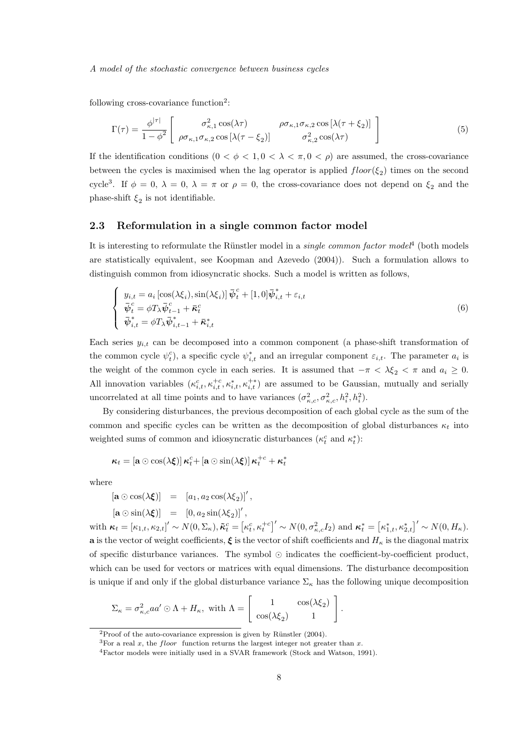following cross-covariance function[2]:

$$\Gamma(\tau) = \frac{\phi^{|\tau|}}{1-\phi^2} \left[ \begin{array}{cc} \sigma^2_{\kappa,1}\cos(\lambda\tau) & \rho\sigma_{\kappa,1}\sigma_{\kappa,2}\cos\left[\lambda(\tau+\xi_2)\right] \\ \rho\sigma_{\kappa,1}\sigma_{\kappa,2}\cos\left[\lambda(\tau-\xi_2)\right] & \sigma^2_{\kappa,2}\cos(\lambda\tau) \end{array} \right] \tag{5}$$

If the identification conditions ($0 < \phi < 1, 0 < \lambda < \pi, 0 < \rho$) are assumed, the cross-covariance between the cycles is maximised when the lag operator is applied $floor(\xi_2)$ times on the second cycle[3]. If $\phi = 0$, $\lambda = 0$, $\lambda = \pi$ or $\rho = 0$, the cross-covariance does not depend on $\xi_2$ and the phase-shift $\xi_2$ is not identifiable.

### 2.3 Reformulation in a single common factor model

It is interesting to reformulate the Rünstler model in a *single common factor model*[4] (both models are statistically equivalent, see Koopman and Azevedo (2004)). Such a formulation allows to distinguish common from idiosyncratic shocks. Such a model is written as follows,

$$\left\{ \begin{array}{l} y_{i,t} = a_i \left[\cos(\lambda\xi_i), \sin(\lambda\xi_i)\right] \bar{\boldsymbol{\psi}}^c_t + [1,0]\bar{\boldsymbol{\psi}}^*_{i,t} + \varepsilon_{i,t} \\ \bar{\boldsymbol{\psi}}^c_t = \phi T_\lambda \bar{\boldsymbol{\psi}}^c_{t-1} + \bar{\boldsymbol{\kappa}}^c_t \\ \bar{\boldsymbol{\psi}}^*_{i,t} = \phi T_\lambda \bar{\boldsymbol{\psi}}^*_{i,t-1} + \bar{\boldsymbol{\kappa}}^*_{i,t} \end{array} \right. \tag{6}$$

Each series $y_{i,t}$ can be decomposed into a common component (a phase-shift transformation of the common cycle $\psi^c_t$), a specific cycle $\psi^*_{i,t}$ and an irregular component $\varepsilon_{i,t}$. The parameter $a_i$ is the weight of the common cycle in each series. It is assumed that $-\pi < \lambda\xi_2 < \pi$ and $a_i \geq 0$. All innovation variables $(\kappa^c_{i,t}, \kappa^{+c}_{i,t}, \kappa^*_{i,t}, \kappa^{+*}_{i,t})$ are assumed to be Gaussian, mutually and serially uncorrelated at all time points and to have variances $(\sigma^2_{\kappa,c}, \sigma^2_{\kappa,c}, h^2_i, h^2_i)$.

By considering disturbances, the previous decomposition of each global cycle as the sum of the common and specific cycles can be written as the decomposition of global disturbances $\kappa_t$ into weighted sums of common and idiosyncratic disturbances ($\kappa^c_t$ and $\kappa^*_t$):

$$\boldsymbol{\kappa}_t = \left[\mathbf{a} \odot \cos(\lambda\boldsymbol{\xi})\right] \boldsymbol{\kappa}^c_t + \left[\mathbf{a} \odot \sin(\lambda\boldsymbol{\xi})\right] \boldsymbol{\kappa}^{+c}_t + \boldsymbol{\kappa}^*_t$$

where

$$\begin{array}{rcl} \left[\mathbf{a} \odot \cos(\lambda\boldsymbol{\xi})\right] & = & \left[a_1, a_2\cos(\lambda\xi_2)\right]', \\ \left[\mathbf{a} \odot \sin(\lambda\boldsymbol{\xi})\right] & = & \left[0, a_2\sin(\lambda\xi_2)\right]', \end{array}$$

with $\boldsymbol{\kappa}_t = \left[\kappa_{1,t}, \kappa_{2,t}\right]' \sim N(0, \Sigma_\kappa)$, $\tilde{\boldsymbol{\kappa}}^c_t = \left[\kappa^c_t, \kappa^{+c}_t\right]' \sim N(0, \sigma^2_{\kappa,c} I_2)$ and $\boldsymbol{\kappa}^*_t = \left[\kappa^*_{1,t}, \kappa^*_{2,t}\right]' \sim N(0, H_\kappa)$. $\mathbf{a}$ is the vector of weight coefficients, $\boldsymbol{\xi}$ is the vector of shift coefficients and $H_\kappa$ is the diagonal matrix of specific disturbance variances. The symbol $\odot$ indicates the coefficient-by-coefficient product, which can be used for vectors or matrices with equal dimensions. The disturbance decomposition is unique if and only if the global disturbance variance $\Sigma_\kappa$ has the following unique decomposition

$$\Sigma_\kappa = \sigma^2_{\kappa,c} aa' \odot \Lambda + H_\kappa, \text{ with } \Lambda = \left[ \begin{array}{cc} 1 & \cos(\lambda\xi_2) \\ \cos(\lambda\xi_2) & 1 \end{array} \right].$$

---

[2] Proof of the auto-covariance expression is given by Rünstler (2004).

[3] For a real $x$, the *floor* function returns the largest integer not greater than $x$.

[4] Factor models were initially used in a SVAR framework (Stock and Watson, 1991).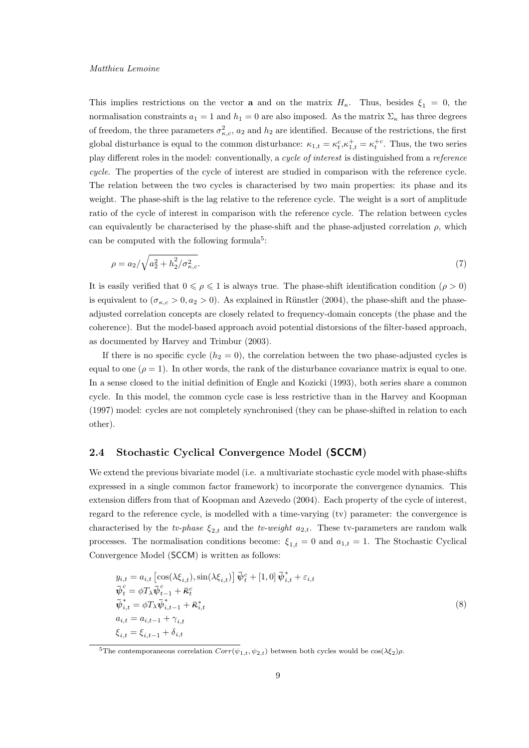This implies restrictions on the vector $\mathbf{a}$ and on the matrix $H_\kappa$. Thus, besides $\xi_1 = 0$, the normalisation constraints $a_1 = 1$ and $h_1 = 0$ are also imposed. As the matrix $\Sigma_\kappa$ has three degrees of freedom, the three parameters $\sigma^2_{\kappa,c}$, $a_2$ and $h_2$ are identified. Because of the restrictions, the first global disturbance is equal to the common disturbance: $\kappa_{1,t} = \kappa^c_t, \kappa^+_{1,t} = \kappa^{+c}_t$. Thus, the two series play different roles in the model: conventionally, a *cycle of interest* is distinguished from a *reference cycle*. The properties of the cycle of interest are studied in comparison with the reference cycle. The relation between the two cycles is characterised by two main properties: its phase and its weight. The phase-shift is the lag relative to the reference cycle. The weight is a sort of amplitude ratio of the cycle of interest in comparison with the reference cycle. The relation between cycles can equivalently be characterised by the phase-shift and the phase-adjusted correlation $\rho$, which can be computed with the following formula[5]:

$$\rho = a_2 / \sqrt{a_2^2 + h_2^2/\sigma^2_{\kappa,c}}. \tag{7}$$

It is easily verified that $0 \leqslant \rho \leqslant 1$ is always true. The phase-shift identification condition ($\rho > 0$) is equivalent to ($\sigma_{\kappa,c} > 0, a_2 > 0$). As explained in Rünstler (2004), the phase-shift and the phase-adjusted correlation concepts are closely related to frequency-domain concepts (the phase and the coherence). But the model-based approach avoid potential distorsions of the filter-based approach, as documented by Harvey and Trimbur (2003).

If there is no specific cycle ($h_2 = 0$), the correlation between the two phase-adjusted cycles is equal to one ($\rho = 1$). In other words, the rank of the disturbance covariance matrix is equal to one. In a sense closed to the initial definition of Engle and Kozicki (1993), both series share a common cycle. In this model, the common cycle case is less restrictive than in the Harvey and Koopman (1997) model: cycles are not completely synchronised (they can be phase-shifted in relation to each other).

## 2.4 Stochastic Cyclical Convergence Model (SCCM)

We extend the previous bivariate model (i.e. a multivariate stochastic cycle model with phase-shifts expressed in a single common factor framework) to incorporate the convergence dynamics. This extension differs from that of Koopman and Azevedo (2004). Each property of the cycle of interest, regard to the reference cycle, is modelled with a time-varying (tv) parameter: the convergence is characterised by the *tv-phase* $\xi_{2,t}$ and the *tv-weight* $a_{2,t}$. These tv-parameters are random walk processes. The normalisation conditions become: $\xi_{1,t} = 0$ and $a_{1,t} = 1$. The Stochastic Cyclical Convergence Model (SCCM) is written as follows:

$$\begin{aligned}
y_{i,t} &= a_{i,t} \left[ \cos(\lambda \xi_{i,t}), \sin(\lambda \xi_{i,t}) \right] \bar{\boldsymbol{\psi}}^c_t + [1, 0]\, \bar{\boldsymbol{\psi}}^*_{i,t} + \varepsilon_{i,t} \\
\bar{\boldsymbol{\psi}}^c_t &= \phi T_\lambda \bar{\boldsymbol{\psi}}^c_{t-1} + \bar{\boldsymbol{\kappa}}^c_t \\
\bar{\boldsymbol{\psi}}^*_{i,t} &= \phi T_\lambda \bar{\boldsymbol{\psi}}^*_{i,t-1} + \bar{\boldsymbol{\kappa}}^*_{i,t} \\
a_{i,t} &= a_{i,t-1} + \gamma_{i,t} \\
\xi_{i,t} &= \xi_{i,t-1} + \delta_{i,t}
\end{aligned} \tag{8}$$

[5] The contemporaneous correlation $Corr(\psi_{1,t}, \psi_{2,t})$ between both cycles would be $\cos(\lambda \xi_2)\rho$.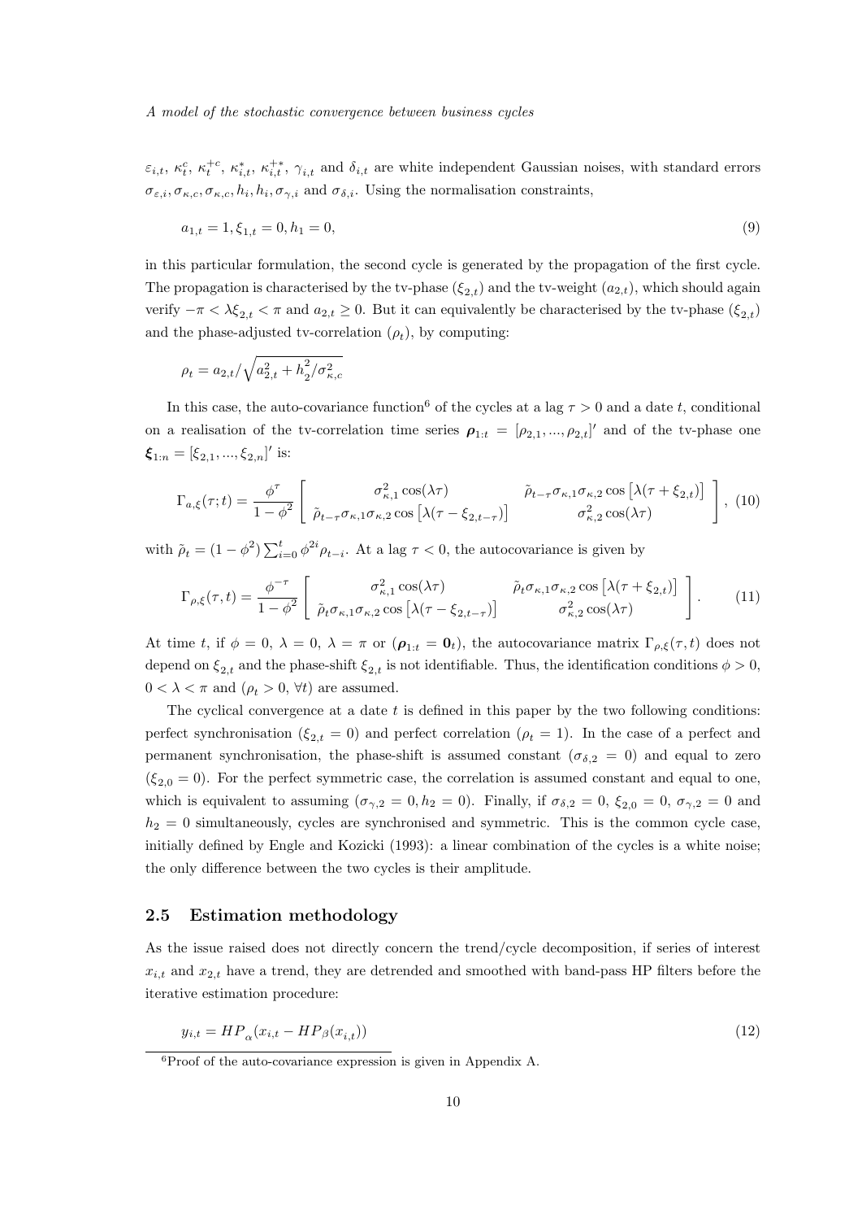$\varepsilon_{i,t}$, $\kappa_t^c$, $\kappa_t^{+c}$, $\kappa_{i,t}^*$, $\kappa_{i,t}^{+*}$, $\gamma_{i,t}$ and $\delta_{i,t}$ are white independent Gaussian noises, with standard errors $\sigma_{\varepsilon,i}, \sigma_{\kappa,c}, \sigma_{\kappa,c}, h_i, h_i, \sigma_{\gamma,i}$ and $\sigma_{\delta,i}$. Using the normalisation constraints,

$$a_{1,t} = 1, \xi_{1,t} = 0, h_1 = 0, \tag{9}$$

in this particular formulation, the second cycle is generated by the propagation of the first cycle. The propagation is characterised by the tv-phase ($\xi_{2,t}$) and the tv-weight ($a_{2,t}$), which should again verify $-\pi < \lambda\xi_{2,t} < \pi$ and $a_{2,t} \geq 0$. But it can equivalently be characterised by the tv-phase ($\xi_{2,t}$) and the phase-adjusted tv-correlation ($\rho_t$), by computing:

$$\rho_t = a_{2,t}/\sqrt{a_{2,t}^2 + h_2^2/\sigma_{\kappa,c}^2}$$

In this case, the auto-covariance function[6] of the cycles at a lag $\tau > 0$ and a date $t$, conditional on a realisation of the tv-correlation time series $\boldsymbol{\rho}_{1:t} = [\rho_{2,1}, ..., \rho_{2,t}]'$ and of the tv-phase one $\boldsymbol{\xi}_{1:n} = [\xi_{2,1}, ..., \xi_{2,n}]'$ is:

$$\Gamma_{a,\xi}(\tau;t) = \frac{\phi^\tau}{1-\phi^2}\left[\begin{array}{cc} \sigma_{\kappa,1}^2\cos(\lambda\tau) & \tilde{\rho}_{t-\tau}\sigma_{\kappa,1}\sigma_{\kappa,2}\cos\left[\lambda(\tau+\xi_{2,t})\right] \\ \tilde{\rho}_{t-\tau}\sigma_{\kappa,1}\sigma_{\kappa,2}\cos\left[\lambda(\tau-\xi_{2,t-\tau})\right] & \sigma_{\kappa,2}^2\cos(\lambda\tau) \end{array}\right], \tag{10}$$

with $\tilde{\rho}_t = (1-\phi^2)\sum_{i=0}^t \phi^{2i}\rho_{t-i}$. At a lag $\tau < 0$, the autocovariance is given by

$$\Gamma_{\rho,\xi}(\tau,t) = \frac{\phi^{-\tau}}{1-\phi^2}\left[\begin{array}{cc} \sigma_{\kappa,1}^2\cos(\lambda\tau) & \tilde{\rho}_t\sigma_{\kappa,1}\sigma_{\kappa,2}\cos\left[\lambda(\tau+\xi_{2,t})\right] \\ \tilde{\rho}_t\sigma_{\kappa,1}\sigma_{\kappa,2}\cos\left[\lambda(\tau-\xi_{2,t-\tau})\right] & \sigma_{\kappa,2}^2\cos(\lambda\tau) \end{array}\right]. \tag{11}$$

At time $t$, if $\phi = 0$, $\lambda = 0$, $\lambda = \pi$ or ($\boldsymbol{\rho}_{1:t} = \mathbf{0}_t$), the autocovariance matrix $\Gamma_{\rho,\xi}(\tau,t)$ does not depend on $\xi_{2,t}$ and the phase-shift $\xi_{2,t}$ is not identifiable. Thus, the identification conditions $\phi > 0$, $0 < \lambda < \pi$ and ($\rho_t > 0$, $\forall t$) are assumed.

The cyclical convergence at a date $t$ is defined in this paper by the two following conditions: perfect synchronisation ($\xi_{2,t} = 0$) and perfect correlation ($\rho_t = 1$). In the case of a perfect and permanent synchronisation, the phase-shift is assumed constant ($\sigma_{\delta,2} = 0$) and equal to zero ($\xi_{2,0} = 0$). For the perfect symmetric case, the correlation is assumed constant and equal to one, which is equivalent to assuming ($\sigma_{\gamma,2} = 0, h_2 = 0$). Finally, if $\sigma_{\delta,2} = 0$, $\xi_{2,0} = 0$, $\sigma_{\gamma,2} = 0$ and $h_2 = 0$ simultaneously, cycles are synchronised and symmetric. This is the common cycle case, initially defined by Engle and Kozicki (1993): a linear combination of the cycles is a white noise; the only difference between the two cycles is their amplitude.

### 2.5 Estimation methodology

As the issue raised does not directly concern the trend/cycle decomposition, if series of interest $x_{i,t}$ and $x_{2,t}$ have a trend, they are detrended and smoothed with band-pass HP filters before the iterative estimation procedure:

$$y_{i,t} = HP_\alpha(x_{i,t} - HP_\beta(x_{i,t})) \tag{12}$$

[6]Proof of the auto-covariance expression is given in Appendix A.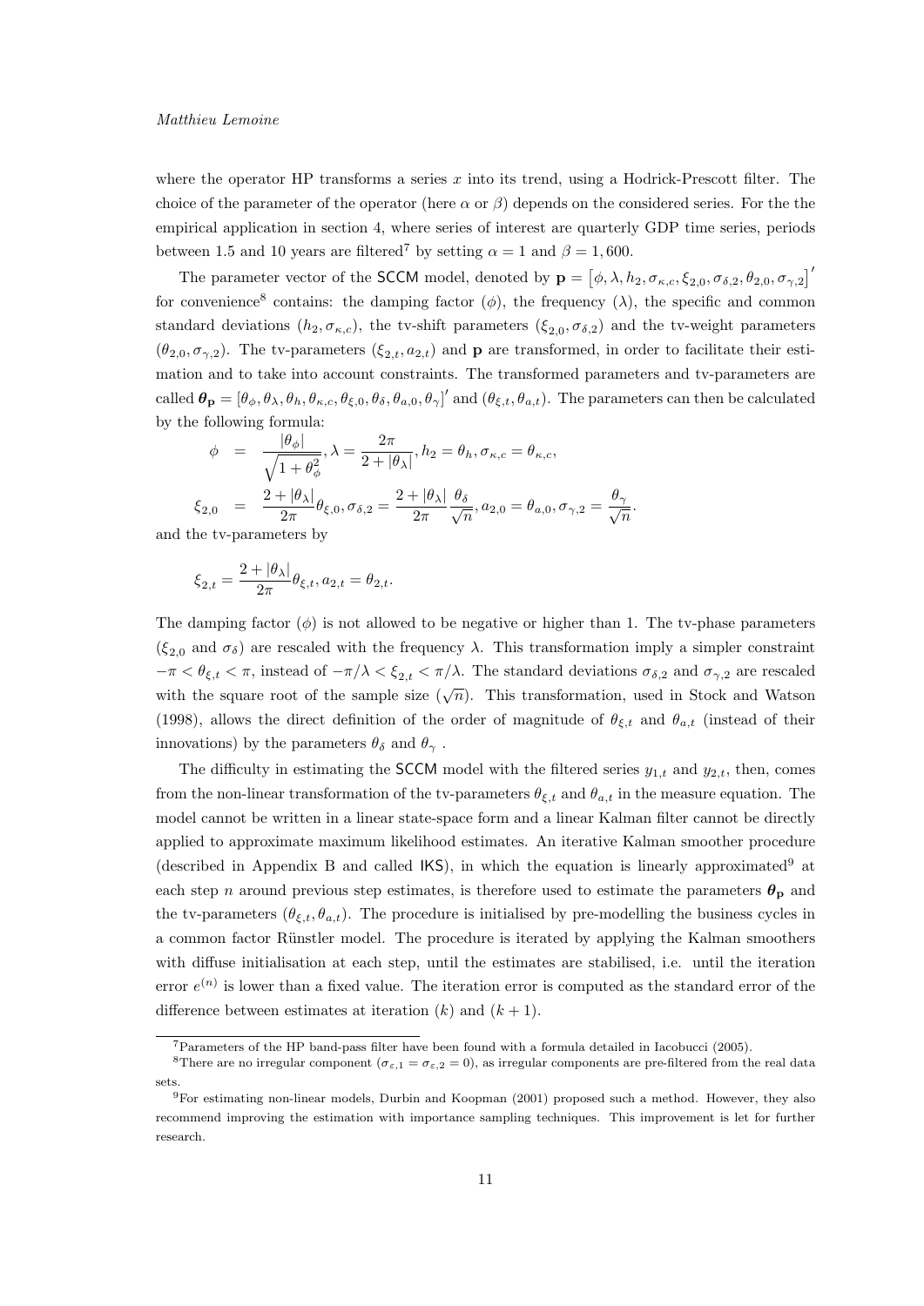where the operator HP transforms a series $x$ into its trend, using a Hodrick-Prescott filter. The choice of the parameter of the operator (here $\alpha$ or $\beta$) depends on the considered series. For the the empirical application in section 4, where series of interest are quarterly GDP time series, periods between 1.5 and 10 years are filtered[7] by setting $\alpha = 1$ and $\beta = 1,600$.

The parameter vector of the SCCM model, denoted by $\mathbf{p} = \left[\phi, \lambda, h_2, \sigma_{\kappa,c}, \xi_{2,0}, \sigma_{\delta,2}, \theta_{2,0}, \sigma_{\gamma,2}\right]'$ for convenience[8] contains: the damping factor ($\phi$), the frequency ($\lambda$), the specific and common standard deviations ($h_2, \sigma_{\kappa,c}$), the tv-shift parameters ($\xi_{2,0}, \sigma_{\delta,2}$) and the tv-weight parameters ($\theta_{2,0}, \sigma_{\gamma,2}$). The tv-parameters ($\xi_{2,t}, a_{2,t}$) and $\mathbf{p}$ are transformed, in order to facilitate their estimation and to take into account constraints. The transformed parameters and tv-parameters are called $\boldsymbol{\theta}_{\mathbf{p}} = [\theta_\phi, \theta_\lambda, \theta_h, \theta_{\kappa,c}, \theta_{\xi,0}, \theta_\delta, \theta_{a,0}, \theta_\gamma]'$ and $(\theta_{\xi,t}, \theta_{a,t})$. The parameters can then be calculated by the following formula:

$$
\begin{aligned}
\phi &= \frac{|\theta_\phi|}{\sqrt{1+\theta_\phi^2}}, \lambda = \frac{2\pi}{2+|\theta_\lambda|}, h_2 = \theta_h, \sigma_{\kappa,c} = \theta_{\kappa,c}, \\
\xi_{2,0} &= \frac{2+|\theta_\lambda|}{2\pi}\theta_{\xi,0}, \sigma_{\delta,2} = \frac{2+|\theta_\lambda|}{2\pi}\frac{\theta_\delta}{\sqrt{n}}, a_{2,0} = \theta_{a,0}, \sigma_{\gamma,2} = \frac{\theta_\gamma}{\sqrt{n}}.
\end{aligned}
$$

and the tv-parameters by

$$
\xi_{2,t} = \frac{2+|\theta_\lambda|}{2\pi}\theta_{\xi,t}, a_{2,t} = \theta_{2,t}.
$$

The damping factor ($\phi$) is not allowed to be negative or higher than 1. The tv-phase parameters ($\xi_{2,0}$ and $\sigma_\delta$) are rescaled with the frequency $\lambda$. This transformation imply a simpler constraint $-\pi < \theta_{\xi,t} < \pi$, instead of $-\pi/\lambda < \xi_{2,t} < \pi/\lambda$. The standard deviations $\sigma_{\delta,2}$ and $\sigma_{\gamma,2}$ are rescaled with the square root of the sample size ($\sqrt{n}$). This transformation, used in Stock and Watson (1998), allows the direct definition of the order of magnitude of $\theta_{\xi,t}$ and $\theta_{a,t}$ (instead of their innovations) by the parameters $\theta_\delta$ and $\theta_\gamma$ .

The difficulty in estimating the SCCM model with the filtered series $y_{1,t}$ and $y_{2,t}$, then, comes from the non-linear transformation of the tv-parameters $\theta_{\xi,t}$ and $\theta_{a,t}$ in the measure equation. The model cannot be written in a linear state-space form and a linear Kalman filter cannot be directly applied to approximate maximum likelihood estimates. An iterative Kalman smoother procedure (described in Appendix B and called IKS), in which the equation is linearly approximated[9] at each step $n$ around previous step estimates, is therefore used to estimate the parameters $\boldsymbol{\theta}_{\mathbf{p}}$ and the tv-parameters ($\theta_{\xi,t}, \theta_{a,t}$). The procedure is initialised by pre-modelling the business cycles in a common factor Rünstler model. The procedure is iterated by applying the Kalman smoothers with diffuse initialisation at each step, until the estimates are stabilised, i.e. until the iteration error $e^{(n)}$ is lower than a fixed value. The iteration error is computed as the standard error of the difference between estimates at iteration ($k$) and ($k+1$).

[7] Parameters of the HP band-pass filter have been found with a formula detailed in Iacobucci (2005).

[8] There are no irregular component ($\sigma_{\varepsilon,1} = \sigma_{\varepsilon,2} = 0$), as irregular components are pre-filtered from the real data sets.

[9] For estimating non-linear models, Durbin and Koopman (2001) proposed such a method. However, they also recommend improving the estimation with importance sampling techniques. This improvement is let for further research.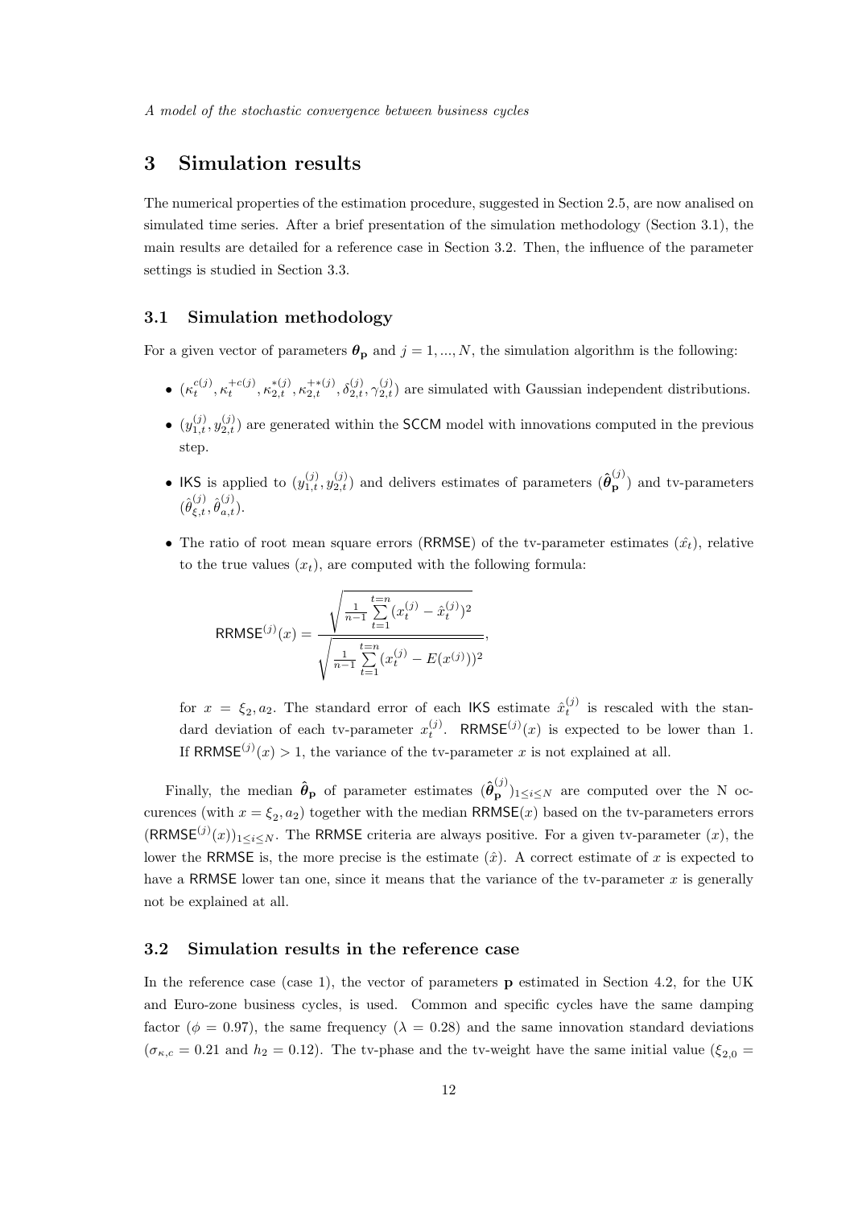## 3 Simulation results

The numerical properties of the estimation procedure, suggested in Section 2.5, are now analised on simulated time series. After a brief presentation of the simulation methodology (Section 3.1), the main results are detailed for a reference case in Section 3.2. Then, the influence of the parameter settings is studied in Section 3.3.

### 3.1 Simulation methodology

For a given vector of parameters $\boldsymbol{\theta}_{\mathbf{p}}$ and $j = 1, ..., N$, the simulation algorithm is the following:

- $(\kappa_t^{c(j)}, \kappa_t^{+c(j)}, \kappa_{2,t}^{*(j)}, \kappa_{2,t}^{+*(j)}, \delta_{2,t}^{(j)}, \gamma_{2,t}^{(j)})$ are simulated with Gaussian independent distributions.
- $(y_{1,t}^{(j)}, y_{2,t}^{(j)})$ are generated within the SCCM model with innovations computed in the previous step.
- IKS is applied to $(y_{1,t}^{(j)}, y_{2,t}^{(j)})$ and delivers estimates of parameters $(\hat{\boldsymbol{\theta}}_{\mathbf{p}}^{(j)})$ and tv-parameters $(\hat{\theta}_{\xi,t}^{(j)}, \hat{\theta}_{a,t}^{(j)})$.
- The ratio of root mean square errors (RRMSE) of the tv-parameter estimates $(\hat{x}_t)$, relative to the true values $(x_t)$, are computed with the following formula:

$$\mathsf{RRMSE}^{(j)}(x) = \frac{\sqrt{\frac{1}{n-1}\sum_{t=1}^{t=n}(x_t^{(j)} - \hat{x}_t^{(j)})^2}}{\sqrt{\frac{1}{n-1}\sum_{t=1}^{t=n}(x_t^{(j)} - E(x^{(j)}))^2}},$$

for $x = \xi_2, a_2$. The standard error of each IKS estimate $\hat{x}_t^{(j)}$ is rescaled with the standard deviation of each tv-parameter $x_t^{(j)}$. $\mathsf{RRMSE}^{(j)}(x)$ is expected to be lower than 1. If $\mathsf{RRMSE}^{(j)}(x) > 1$, the variance of the tv-parameter $x$ is not explained at all.

Finally, the median $\hat{\boldsymbol{\theta}}_{\mathbf{p}}$ of parameter estimates $(\hat{\boldsymbol{\theta}}_{\mathbf{p}}^{(j)})_{1\leq i\leq N}$ are computed over the N occurences (with $x = \xi_2, a_2$) together with the median $\mathsf{RRMSE}(x)$ based on the tv-parameters errors $(\mathsf{RRMSE}^{(j)}(x))_{1\leq i\leq N}$. The RRMSE criteria are always positive. For a given tv-parameter $(x)$, the lower the RRMSE is, the more precise is the estimate $(\hat{x})$. A correct estimate of $x$ is expected to have a RRMSE lower tan one, since it means that the variance of the tv-parameter $x$ is generally not be explained at all.

### 3.2 Simulation results in the reference case

In the reference case (case 1), the vector of parameters $\mathbf{p}$ estimated in Section 4.2, for the UK and Euro-zone business cycles, is used. Common and specific cycles have the same damping factor ($\phi = 0.97$), the same frequency ($\lambda = 0.28$) and the same innovation standard deviations ($\sigma_{\kappa,c} = 0.21$ and $h_2 = 0.12$). The tv-phase and the tv-weight have the same initial value ($\xi_{2,0} =$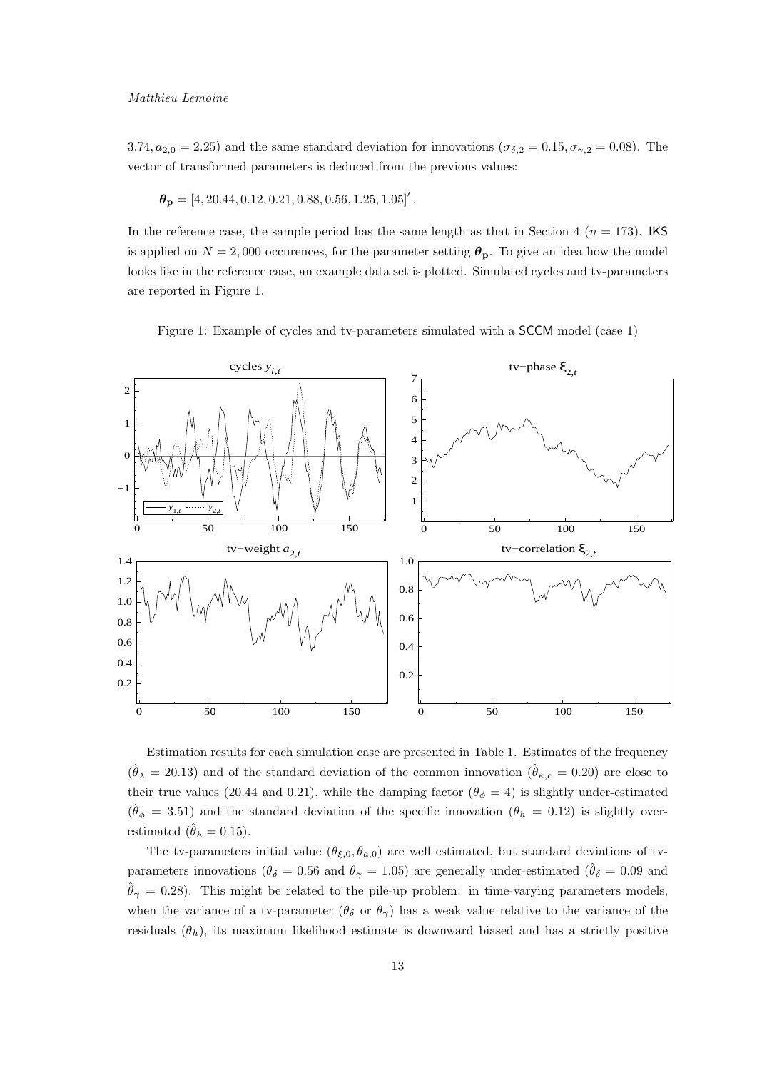$3.74, a_{2,0} = 2.25$) and the same standard deviation for innovations ($\sigma_{\delta,2} = 0.15, \sigma_{\gamma,2} = 0.08$). The vector of transformed parameters is deduced from the previous values:

$$\boldsymbol{\theta}_{\mathbf{p}} = [4, 20.44, 0.12, 0.21, 0.88, 0.56, 1.25, 1.05]'.$$

In the reference case, the sample period has the same length as that in Section 4 ($n = 173$). IKS is applied on $N = 2,000$ occurences, for the parameter setting $\boldsymbol{\theta}_{\mathbf{p}}$. To give an idea how the model looks like in the reference case, an example data set is plotted. Simulated cycles and tv-parameters are reported in Figure 1.

Figure 1: Example of cycles and tv-parameters simulated with a SCCM model (case 1)

Estimation results for each simulation case are presented in Table 1. Estimates of the frequency ($\hat{\theta}_\lambda = 20.13$) and of the standard deviation of the common innovation ($\hat{\theta}_{\kappa,c} = 0.20$) are close to their true values (20.44 and 0.21), while the damping factor ($\theta_\phi = 4$) is slightly under-estimated ($\hat{\theta}_\phi = 3.51$) and the standard deviation of the specific innovation ($\theta_h = 0.12$) is slightly over-estimated ($\hat{\theta}_h = 0.15$).

The tv-parameters initial value ($\theta_{\xi,0}, \theta_{a,0}$) are well estimated, but standard deviations of tv-parameters innovations ($\theta_\delta = 0.56$ and $\theta_\gamma = 1.05$) are generally under-estimated ($\hat{\theta}_\delta = 0.09$ and $\hat{\theta}_\gamma = 0.28$). This might be related to the pile-up problem: in time-varying parameters models, when the variance of a tv-parameter ($\theta_\delta$ or $\theta_\gamma$) has a weak value relative to the variance of the residuals ($\theta_h$), its maximum likelihood estimate is downward biased and has a strictly positive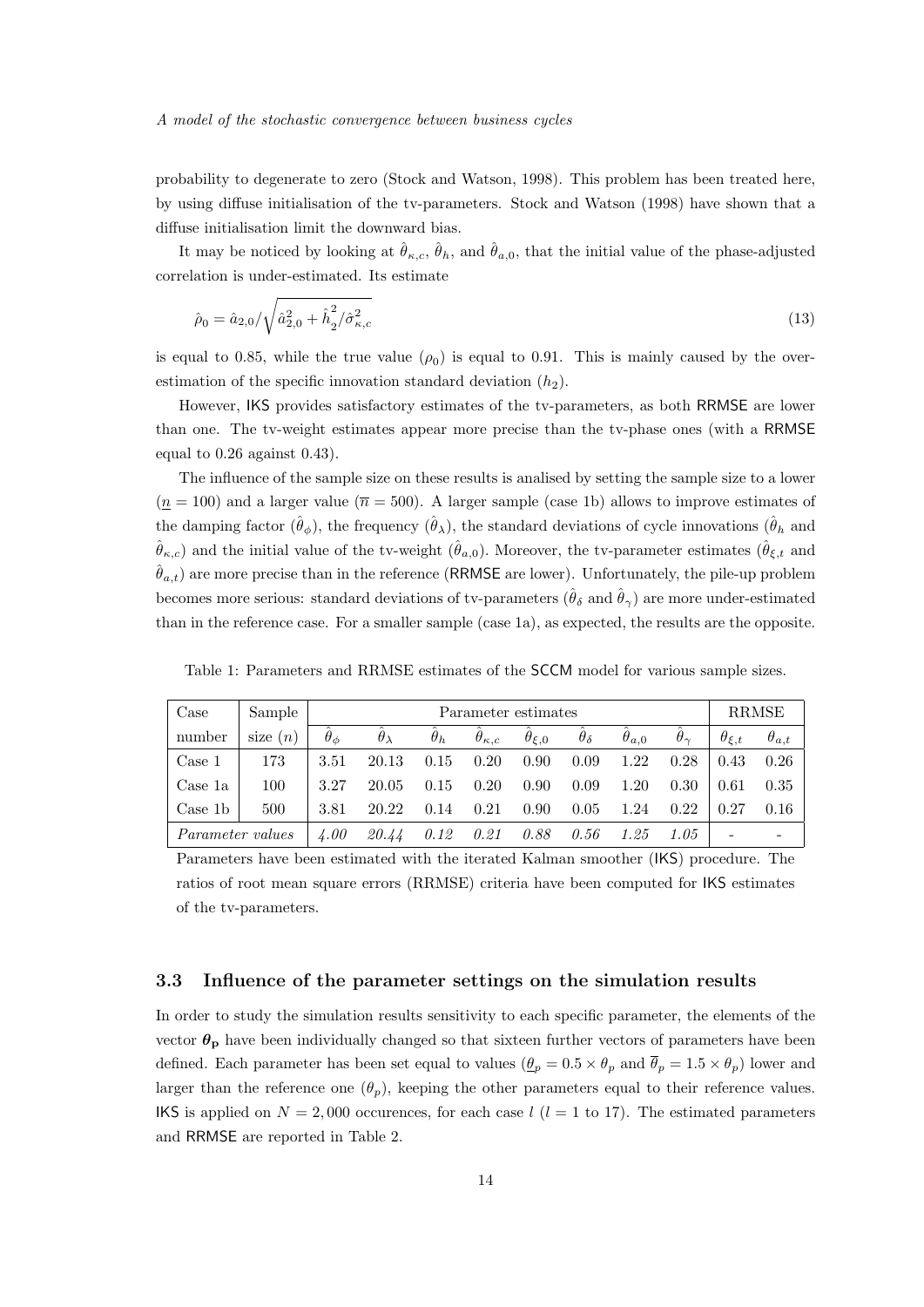probability to degenerate to zero (Stock and Watson, 1998). This problem has been treated here, by using diffuse initialisation of the tv-parameters. Stock and Watson (1998) have shown that a diffuse initialisation limit the downward bias.

It may be noticed by looking at $\hat{\theta}_{\kappa,c}$, $\hat{\theta}_h$, and $\hat{\theta}_{a,0}$, that the initial value of the phase-adjusted correlation is under-estimated. Its estimate

$$\hat{\rho}_0 = \hat{a}_{2,0} / \sqrt{\hat{a}_{2,0}^2 + \hat{h}_2^2 / \hat{\sigma}_{\kappa,c}^2} \tag{13}$$

is equal to 0.85, while the true value ($\rho_0$) is equal to 0.91. This is mainly caused by the over-estimation of the specific innovation standard deviation ($h_2$).

However, IKS provides satisfactory estimates of the tv-parameters, as both RRMSE are lower than one. The tv-weight estimates appear more precise than the tv-phase ones (with a RRMSE equal to 0.26 against 0.43).

The influence of the sample size on these results is analised by setting the sample size to a lower ($\underline{n} = 100$) and a larger value ($\overline{n} = 500$). A larger sample (case 1b) allows to improve estimates of the damping factor ($\hat{\theta}_\phi$), the frequency ($\hat{\theta}_\lambda$), the standard deviations of cycle innovations ($\hat{\theta}_h$ and $\hat{\theta}_{\kappa,c}$) and the initial value of the tv-weight ($\hat{\theta}_{a,0}$). Moreover, the tv-parameter estimates ($\hat{\theta}_{\xi,t}$ and $\hat{\theta}_{a,t}$) are more precise than in the reference (RRMSE are lower). Unfortunately, the pile-up problem becomes more serious: standard deviations of tv-parameters ($\hat{\theta}_\delta$ and $\hat{\theta}_\gamma$) are more under-estimated than in the reference case. For a smaller sample (case 1a), as expected, the results are the opposite.

Table 1: Parameters and RRMSE estimates of the SCCM model for various sample sizes.

| Case | Sample | Parameter estimates | | | | | | | | RRMSE | |
|---|---|---|---|---|---|---|---|---|---|---|---|
| number | size ($n$) | $\hat{\theta}_\phi$ | $\hat{\theta}_\lambda$ | $\hat{\theta}_h$ | $\hat{\theta}_{\kappa,c}$ | $\hat{\theta}_{\xi,0}$ | $\hat{\theta}_\delta$ | $\hat{\theta}_{a,0}$ | $\hat{\theta}_\gamma$ | $\theta_{\xi,t}$ | $\theta_{a,t}$ |
| Case 1 | 173 | 3.51 | 20.13 | 0.15 | 0.20 | 0.90 | 0.09 | 1.22 | 0.28 | 0.43 | 0.26 |
| Case 1a | 100 | 3.27 | 20.05 | 0.15 | 0.20 | 0.90 | 0.09 | 1.20 | 0.30 | 0.61 | 0.35 |
| Case 1b | 500 | 3.81 | 20.22 | 0.14 | 0.21 | 0.90 | 0.05 | 1.24 | 0.22 | 0.27 | 0.16 |
| *Parameter values* | | *4.00* | *20.44* | *0.12* | *0.21* | *0.88* | *0.56* | *1.25* | *1.05* | - | - |

Parameters have been estimated with the iterated Kalman smoother (IKS) procedure. The ratios of root mean square errors (RRMSE) criteria have been computed for IKS estimates of the tv-parameters.

### 3.3 Influence of the parameter settings on the simulation results

In order to study the simulation results sensitivity to each specific parameter, the elements of the vector $\boldsymbol{\theta_p}$ have been individually changed so that sixteen further vectors of parameters have been defined. Each parameter has been set equal to values ($\underline{\theta}_p = 0.5 \times \theta_p$ and $\overline{\theta}_p = 1.5 \times \theta_p$) lower and larger than the reference one ($\theta_p$), keeping the other parameters equal to their reference values. IKS is applied on $N = 2,000$ occurences, for each case $l$ ($l = 1$ to 17). The estimated parameters and RRMSE are reported in Table 2.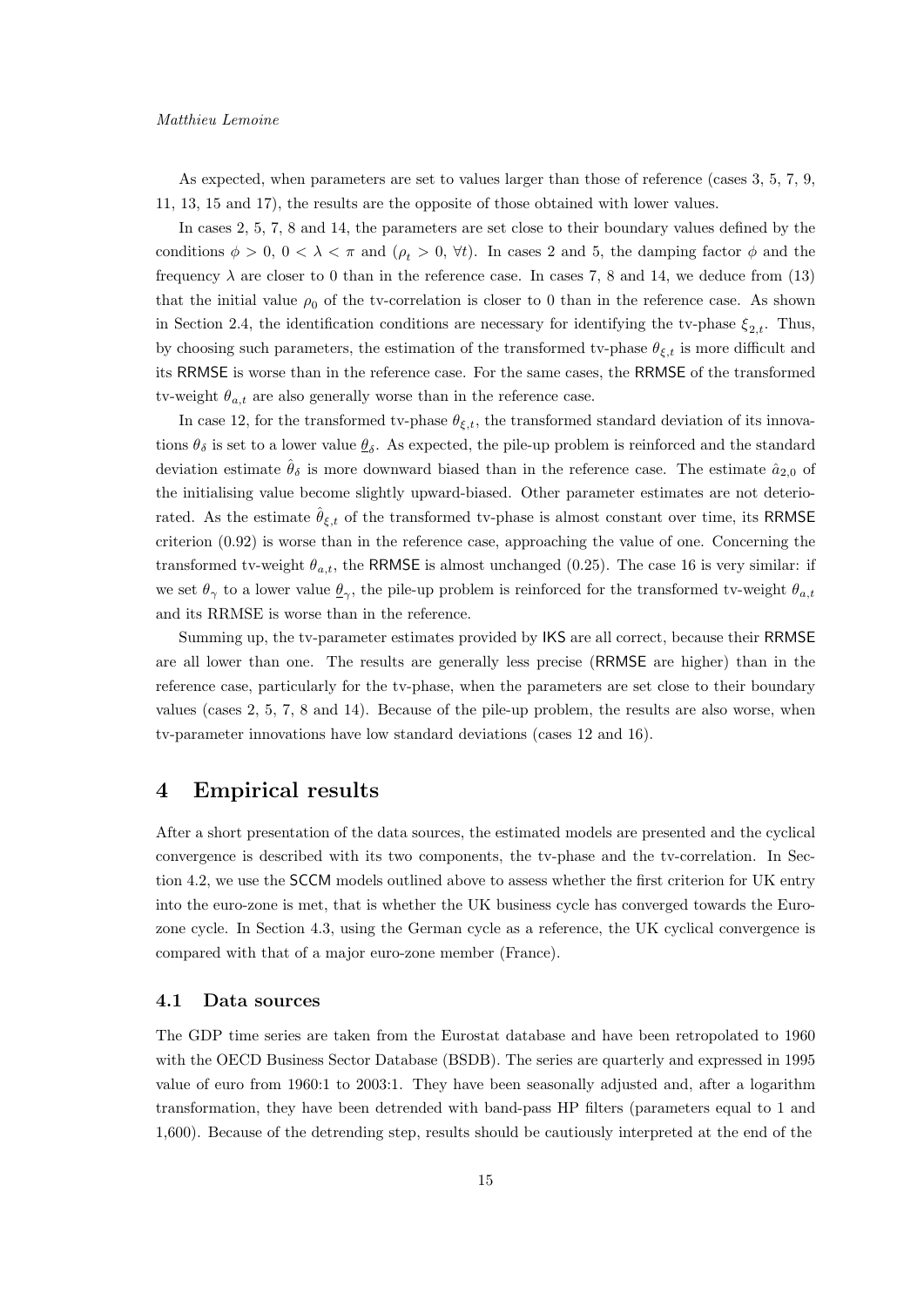As expected, when parameters are set to values larger than those of reference (cases 3, 5, 7, 9, 11, 13, 15 and 17), the results are the opposite of those obtained with lower values.

In cases 2, 5, 7, 8 and 14, the parameters are set close to their boundary values defined by the conditions $\phi > 0$, $0 < \lambda < \pi$ and ($\rho_t > 0$, $\forall t$). In cases 2 and 5, the damping factor $\phi$ and the frequency $\lambda$ are closer to 0 than in the reference case. In cases 7, 8 and 14, we deduce from (13) that the initial value $\rho_0$ of the tv-correlation is closer to 0 than in the reference case. As shown in Section 2.4, the identification conditions are necessary for identifying the tv-phase $\xi_{2,t}$. Thus, by choosing such parameters, the estimation of the transformed tv-phase $\theta_{\xi,t}$ is more difficult and its RRMSE is worse than in the reference case. For the same cases, the RRMSE of the transformed tv-weight $\theta_{a,t}$ are also generally worse than in the reference case.

In case 12, for the transformed tv-phase $\theta_{\xi,t}$, the transformed standard deviation of its innovations $\theta_\delta$ is set to a lower value $\underline{\theta}_\delta$. As expected, the pile-up problem is reinforced and the standard deviation estimate $\hat{\theta}_\delta$ is more downward biased than in the reference case. The estimate $\hat{a}_{2,0}$ of the initialising value become slightly upward-biased. Other parameter estimates are not deteriorated. As the estimate $\hat{\theta}_{\xi,t}$ of the transformed tv-phase is almost constant over time, its RRMSE criterion (0.92) is worse than in the reference case, approaching the value of one. Concerning the transformed tv-weight $\theta_{a,t}$, the RRMSE is almost unchanged (0.25). The case 16 is very similar: if we set $\theta_\gamma$ to a lower value $\underline{\theta}_\gamma$, the pile-up problem is reinforced for the transformed tv-weight $\theta_{a,t}$ and its RRMSE is worse than in the reference.

Summing up, the tv-parameter estimates provided by IKS are all correct, because their RRMSE are all lower than one. The results are generally less precise (RRMSE are higher) than in the reference case, particularly for the tv-phase, when the parameters are set close to their boundary values (cases 2, 5, 7, 8 and 14). Because of the pile-up problem, the results are also worse, when tv-parameter innovations have low standard deviations (cases 12 and 16).

# 4 Empirical results

After a short presentation of the data sources, the estimated models are presented and the cyclical convergence is described with its two components, the tv-phase and the tv-correlation. In Section 4.2, we use the SCCM models outlined above to assess whether the first criterion for UK entry into the euro-zone is met, that is whether the UK business cycle has converged towards the Euro-zone cycle. In Section 4.3, using the German cycle as a reference, the UK cyclical convergence is compared with that of a major euro-zone member (France).

## 4.1 Data sources

The GDP time series are taken from the Eurostat database and have been retropolated to 1960 with the OECD Business Sector Database (BSDB). The series are quarterly and expressed in 1995 value of euro from 1960:1 to 2003:1. They have been seasonally adjusted and, after a logarithm transformation, they have been detrended with band-pass HP filters (parameters equal to 1 and 1,600). Because of the detrending step, results should be cautiously interpreted at the end of the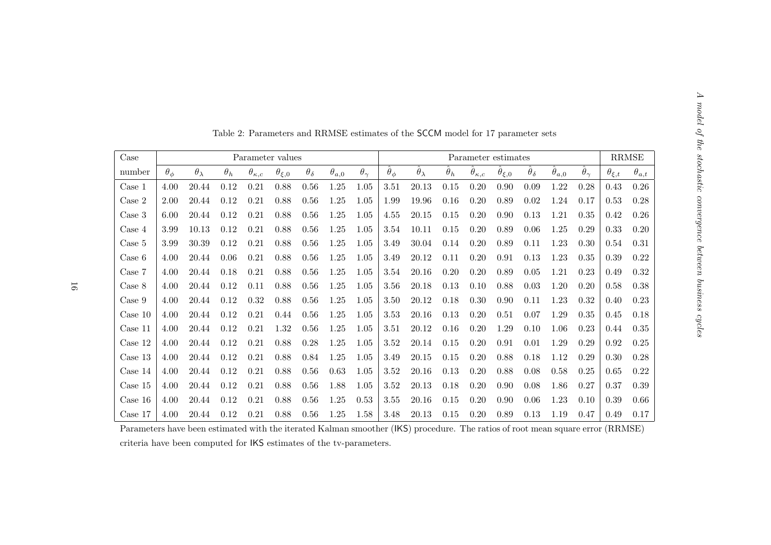Table 2: Parameters and RRMSE estimates of the SCCM model for 17 parameter sets

| Case | Parameter values | | | | | | | | Parameter estimates | | | | | | | | RRMSE | |
|---|---|---|---|---|---|---|---|---|---|---|---|---|---|---|---|---|---|---|
| number | $\theta_\phi$ | $\theta_\lambda$ | $\theta_h$ | $\theta_{\kappa,c}$ | $\theta_{\xi,0}$ | $\theta_\delta$ | $\theta_{a,0}$ | $\theta_\gamma$ | $\hat{\theta}_\phi$ | $\hat{\theta}_\lambda$ | $\hat{\theta}_h$ | $\hat{\theta}_{\kappa,c}$ | $\hat{\theta}_{\xi,0}$ | $\hat{\theta}_\delta$ | $\hat{\theta}_{a,0}$ | $\hat{\theta}_\gamma$ | $\theta_{\xi,t}$ | $\theta_{a,t}$ |
| Case 1 | 4.00 | 20.44 | 0.12 | 0.21 | 0.88 | 0.56 | 1.25 | 1.05 | 3.51 | 20.13 | 0.15 | 0.20 | 0.90 | 0.09 | 1.22 | 0.28 | 0.43 | 0.26 |
| Case 2 | 2.00 | 20.44 | 0.12 | 0.21 | 0.88 | 0.56 | 1.25 | 1.05 | 1.99 | 19.96 | 0.16 | 0.20 | 0.89 | 0.02 | 1.24 | 0.17 | 0.53 | 0.28 |
| Case 3 | 6.00 | 20.44 | 0.12 | 0.21 | 0.88 | 0.56 | 1.25 | 1.05 | 4.55 | 20.15 | 0.15 | 0.20 | 0.90 | 0.13 | 1.21 | 0.35 | 0.42 | 0.26 |
| Case 4 | 3.99 | 10.13 | 0.12 | 0.21 | 0.88 | 0.56 | 1.25 | 1.05 | 3.54 | 10.11 | 0.15 | 0.20 | 0.89 | 0.06 | 1.25 | 0.29 | 0.33 | 0.20 |
| Case 5 | 3.99 | 30.39 | 0.12 | 0.21 | 0.88 | 0.56 | 1.25 | 1.05 | 3.49 | 30.04 | 0.14 | 0.20 | 0.89 | 0.11 | 1.23 | 0.30 | 0.54 | 0.31 |
| Case 6 | 4.00 | 20.44 | 0.06 | 0.21 | 0.88 | 0.56 | 1.25 | 1.05 | 3.49 | 20.12 | 0.11 | 0.20 | 0.91 | 0.13 | 1.23 | 0.35 | 0.39 | 0.22 |
| Case 7 | 4.00 | 20.44 | 0.18 | 0.21 | 0.88 | 0.56 | 1.25 | 1.05 | 3.54 | 20.16 | 0.20 | 0.20 | 0.89 | 0.05 | 1.21 | 0.23 | 0.49 | 0.32 |
| Case 8 | 4.00 | 20.44 | 0.12 | 0.11 | 0.88 | 0.56 | 1.25 | 1.05 | 3.56 | 20.18 | 0.13 | 0.10 | 0.88 | 0.03 | 1.20 | 0.20 | 0.58 | 0.38 |
| Case 9 | 4.00 | 20.44 | 0.12 | 0.32 | 0.88 | 0.56 | 1.25 | 1.05 | 3.50 | 20.12 | 0.18 | 0.30 | 0.90 | 0.11 | 1.23 | 0.32 | 0.40 | 0.23 |
| Case 10 | 4.00 | 20.44 | 0.12 | 0.21 | 0.44 | 0.56 | 1.25 | 1.05 | 3.53 | 20.16 | 0.13 | 0.20 | 0.51 | 0.07 | 1.29 | 0.35 | 0.45 | 0.18 |
| Case 11 | 4.00 | 20.44 | 0.12 | 0.21 | 1.32 | 0.56 | 1.25 | 1.05 | 3.51 | 20.12 | 0.16 | 0.20 | 1.29 | 0.10 | 1.06 | 0.23 | 0.44 | 0.35 |
| Case 12 | 4.00 | 20.44 | 0.12 | 0.21 | 0.88 | 0.28 | 1.25 | 1.05 | 3.52 | 20.14 | 0.15 | 0.20 | 0.91 | 0.01 | 1.29 | 0.29 | 0.92 | 0.25 |
| Case 13 | 4.00 | 20.44 | 0.12 | 0.21 | 0.88 | 0.84 | 1.25 | 1.05 | 3.49 | 20.15 | 0.15 | 0.20 | 0.88 | 0.18 | 1.12 | 0.29 | 0.30 | 0.28 |
| Case 14 | 4.00 | 20.44 | 0.12 | 0.21 | 0.88 | 0.56 | 0.63 | 1.05 | 3.52 | 20.16 | 0.13 | 0.20 | 0.88 | 0.08 | 0.58 | 0.25 | 0.65 | 0.22 |
| Case 15 | 4.00 | 20.44 | 0.12 | 0.21 | 0.88 | 0.56 | 1.88 | 1.05 | 3.52 | 20.13 | 0.18 | 0.20 | 0.90 | 0.08 | 1.86 | 0.27 | 0.37 | 0.39 |
| Case 16 | 4.00 | 20.44 | 0.12 | 0.21 | 0.88 | 0.56 | 1.25 | 0.53 | 3.55 | 20.16 | 0.15 | 0.20 | 0.90 | 0.06 | 1.23 | 0.10 | 0.39 | 0.66 |
| Case 17 | 4.00 | 20.44 | 0.12 | 0.21 | 0.88 | 0.56 | 1.25 | 1.58 | 3.48 | 20.13 | 0.15 | 0.20 | 0.89 | 0.13 | 1.19 | 0.47 | 0.49 | 0.17 |

Parameters have been estimated with the iterated Kalman smoother (IKS) procedure. The ratios of root mean square error (RRMSE) criteria have been computed for IKS estimates of the tv-parameters.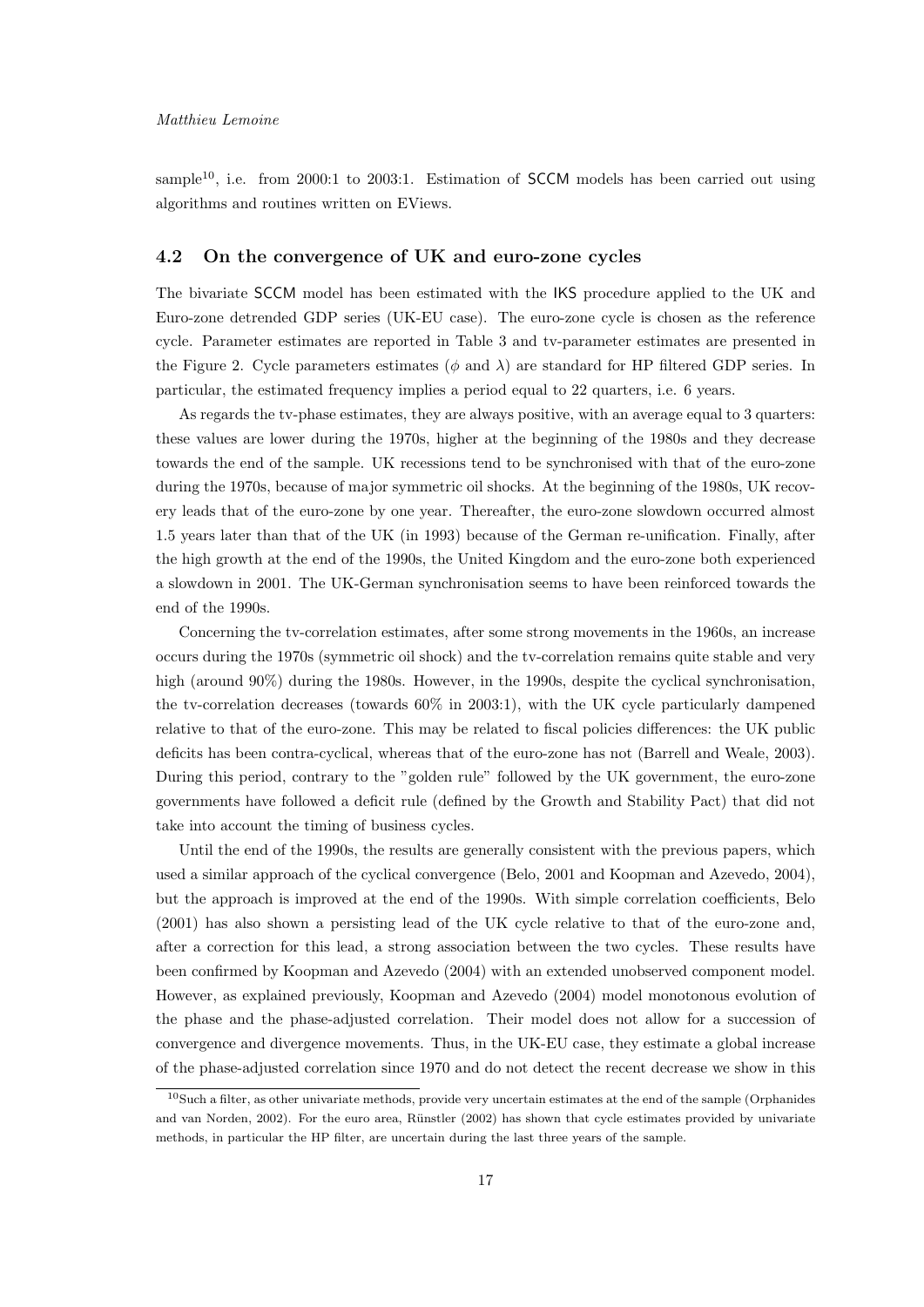sample[10], i.e. from 2000:1 to 2003:1. Estimation of SCCM models has been carried out using algorithms and routines written on EViews.

### 4.2 On the convergence of UK and euro-zone cycles

The bivariate SCCM model has been estimated with the IKS procedure applied to the UK and Euro-zone detrended GDP series (UK-EU case). The euro-zone cycle is chosen as the reference cycle. Parameter estimates are reported in Table 3 and tv-parameter estimates are presented in the Figure 2. Cycle parameters estimates ($\phi$ and $\lambda$) are standard for HP filtered GDP series. In particular, the estimated frequency implies a period equal to 22 quarters, i.e. 6 years.

As regards the tv-phase estimates, they are always positive, with an average equal to 3 quarters: these values are lower during the 1970s, higher at the beginning of the 1980s and they decrease towards the end of the sample. UK recessions tend to be synchronised with that of the euro-zone during the 1970s, because of major symmetric oil shocks. At the beginning of the 1980s, UK recovery leads that of the euro-zone by one year. Thereafter, the euro-zone slowdown occurred almost 1.5 years later than that of the UK (in 1993) because of the German re-unification. Finally, after the high growth at the end of the 1990s, the United Kingdom and the euro-zone both experienced a slowdown in 2001. The UK-German synchronisation seems to have been reinforced towards the end of the 1990s.

Concerning the tv-correlation estimates, after some strong movements in the 1960s, an increase occurs during the 1970s (symmetric oil shock) and the tv-correlation remains quite stable and very high (around 90%) during the 1980s. However, in the 1990s, despite the cyclical synchronisation, the tv-correlation decreases (towards 60% in 2003:1), with the UK cycle particularly dampened relative to that of the euro-zone. This may be related to fiscal policies differences: the UK public deficits has been contra-cyclical, whereas that of the euro-zone has not (Barrell and Weale, 2003). During this period, contrary to the "golden rule" followed by the UK government, the euro-zone governments have followed a deficit rule (defined by the Growth and Stability Pact) that did not take into account the timing of business cycles.

Until the end of the 1990s, the results are generally consistent with the previous papers, which used a similar approach of the cyclical convergence (Belo, 2001 and Koopman and Azevedo, 2004), but the approach is improved at the end of the 1990s. With simple correlation coefficients, Belo (2001) has also shown a persisting lead of the UK cycle relative to that of the euro-zone and, after a correction for this lead, a strong association between the two cycles. These results have been confirmed by Koopman and Azevedo (2004) with an extended unobserved component model. However, as explained previously, Koopman and Azevedo (2004) model monotonous evolution of the phase and the phase-adjusted correlation. Their model does not allow for a succession of convergence and divergence movements. Thus, in the UK-EU case, they estimate a global increase of the phase-adjusted correlation since 1970 and do not detect the recent decrease we show in this

[10] Such a filter, as other univariate methods, provide very uncertain estimates at the end of the sample (Orphanides and van Norden, 2002). For the euro area, Rünstler (2002) has shown that cycle estimates provided by univariate methods, in particular the HP filter, are uncertain during the last three years of the sample.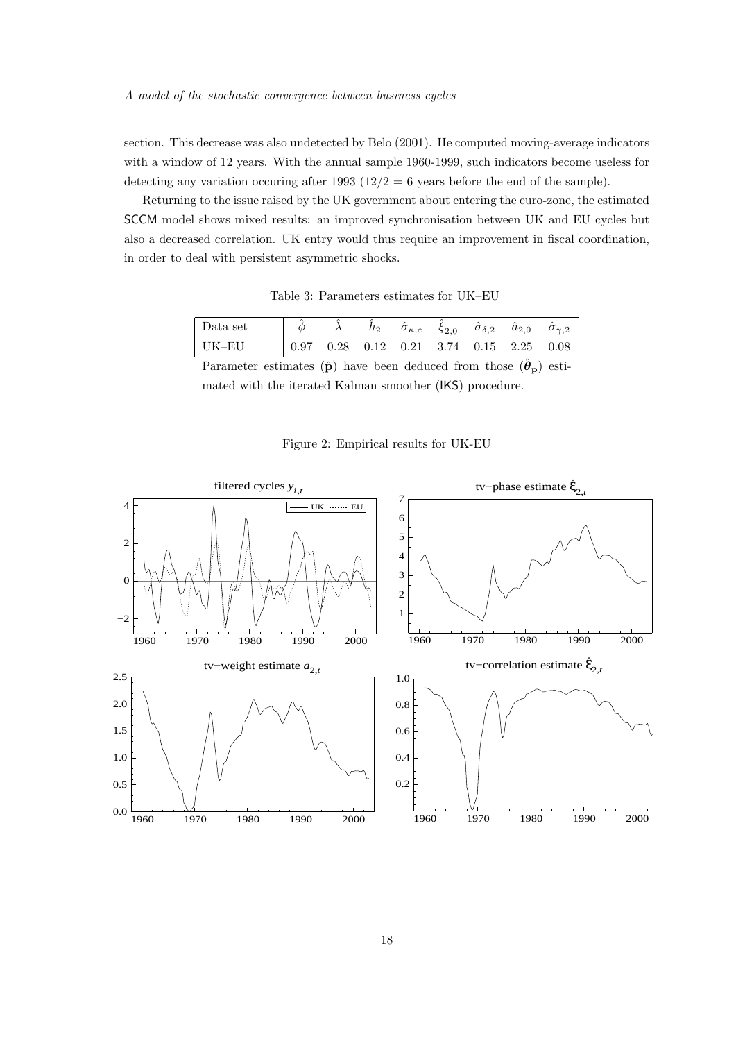section. This decrease was also undetected by Belo (2001). He computed moving-average indicators with a window of 12 years. With the annual sample 1960-1999, such indicators become useless for detecting any variation occuring after 1993 ($12/2 = 6$ years before the end of the sample).

Returning to the issue raised by the UK government about entering the euro-zone, the estimated SCCM model shows mixed results: an improved synchronisation between UK and EU cycles but also a decreased correlation. UK entry would thus require an improvement in fiscal coordination, in order to deal with persistent asymmetric shocks.

Table 3: Parameters estimates for UK–EU

| Data set | $\hat{\phi}$ | $\hat{\lambda}$ | $\hat{h}_2$ | $\hat{\sigma}_{\kappa,c}$ | $\hat{\xi}_{2,0}$ | $\hat{\sigma}_{\delta,2}$ | $\hat{a}_{2,0}$ | $\hat{\sigma}_{\gamma,2}$ |
|---|---|---|---|---|---|---|---|---|
| UK–EU | 0.97 | 0.28 | 0.12 | 0.21 | 3.74 | 0.15 | 2.25 | 0.08 |

Parameter estimates ($\hat{\mathbf{p}}$) have been deduced from those ($\hat{\boldsymbol{\theta}}_{\mathbf{p}}$) estimated with the iterated Kalman smoother (IKS) procedure.

Figure 2: Empirical results for UK-EU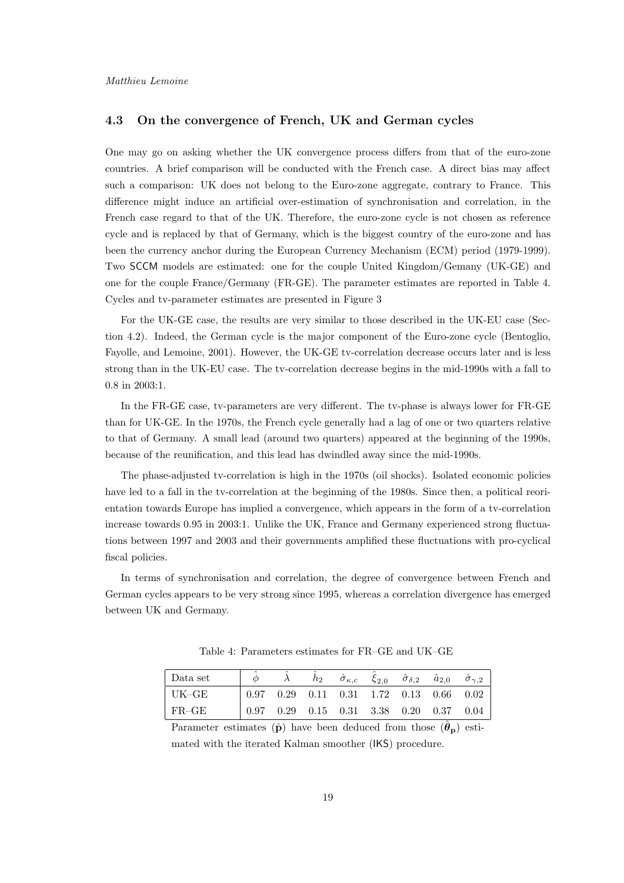### 4.3 On the convergence of French, UK and German cycles

One may go on asking whether the UK convergence process differs from that of the euro-zone countries. A brief comparison will be conducted with the French case. A direct bias may affect such a comparison: UK does not belong to the Euro-zone aggregate, contrary to France. This difference might induce an artificial over-estimation of synchronisation and correlation, in the French case regard to that of the UK. Therefore, the euro-zone cycle is not chosen as reference cycle and is replaced by that of Germany, which is the biggest country of the euro-zone and has been the currency anchor during the European Currency Mechanism (ECM) period (1979-1999). Two SCCM models are estimated: one for the couple United Kingdom/Gemany (UK-GE) and one for the couple France/Germany (FR-GE). The parameter estimates are reported in Table 4. Cycles and tv-parameter estimates are presented in Figure 3

For the UK-GE case, the results are very similar to those described in the UK-EU case (Section 4.2). Indeed, the German cycle is the major component of the Euro-zone cycle (Bentoglio, Fayolle, and Lemoine, 2001). However, the UK-GE tv-correlation decrease occurs later and is less strong than in the UK-EU case. The tv-correlation decrease begins in the mid-1990s with a fall to 0.8 in 2003:1.

In the FR-GE case, tv-parameters are very different. The tv-phase is always lower for FR-GE than for UK-GE. In the 1970s, the French cycle generally had a lag of one or two quarters relative to that of Germany. A small lead (around two quarters) appeared at the beginning of the 1990s, because of the reunification, and this lead has dwindled away since the mid-1990s.

The phase-adjusted tv-correlation is high in the 1970s (oil shocks). Isolated economic policies have led to a fall in the tv-correlation at the beginning of the 1980s. Since then, a political reorientation towards Europe has implied a convergence, which appears in the form of a tv-correlation increase towards 0.95 in 2003:1. Unlike the UK, France and Germany experienced strong fluctuations between 1997 and 2003 and their governments amplified these fluctuations with pro-cyclical fiscal policies.

In terms of synchronisation and correlation, the degree of convergence between French and German cycles appears to be very strong since 1995, whereas a correlation divergence has emerged between UK and Germany.

Table 4: Parameters estimates for FR–GE and UK–GE

| Data set | $\hat{\phi}$ | $\hat{\lambda}$ | $\hat{h}_2$ | $\hat{\sigma}_{\kappa,c}$ | $\hat{\xi}_{2,0}$ | $\hat{\sigma}_{\delta,2}$ | $\hat{a}_{2,0}$ | $\hat{\sigma}_{\gamma,2}$ |
|---|---|---|---|---|---|---|---|---|
| UK–GE | 0.97 | 0.29 | 0.11 | 0.31 | 1.72 | 0.13 | 0.66 | 0.02 |
| FR–GE | 0.97 | 0.29 | 0.15 | 0.31 | 3.38 | 0.20 | 0.37 | 0.04 |

Parameter estimates ($\hat{\mathbf{p}}$) have been deduced from those ($\hat{\boldsymbol{\theta}}_{\mathbf{p}}$) estimated with the iterated Kalman smoother (IKS) procedure.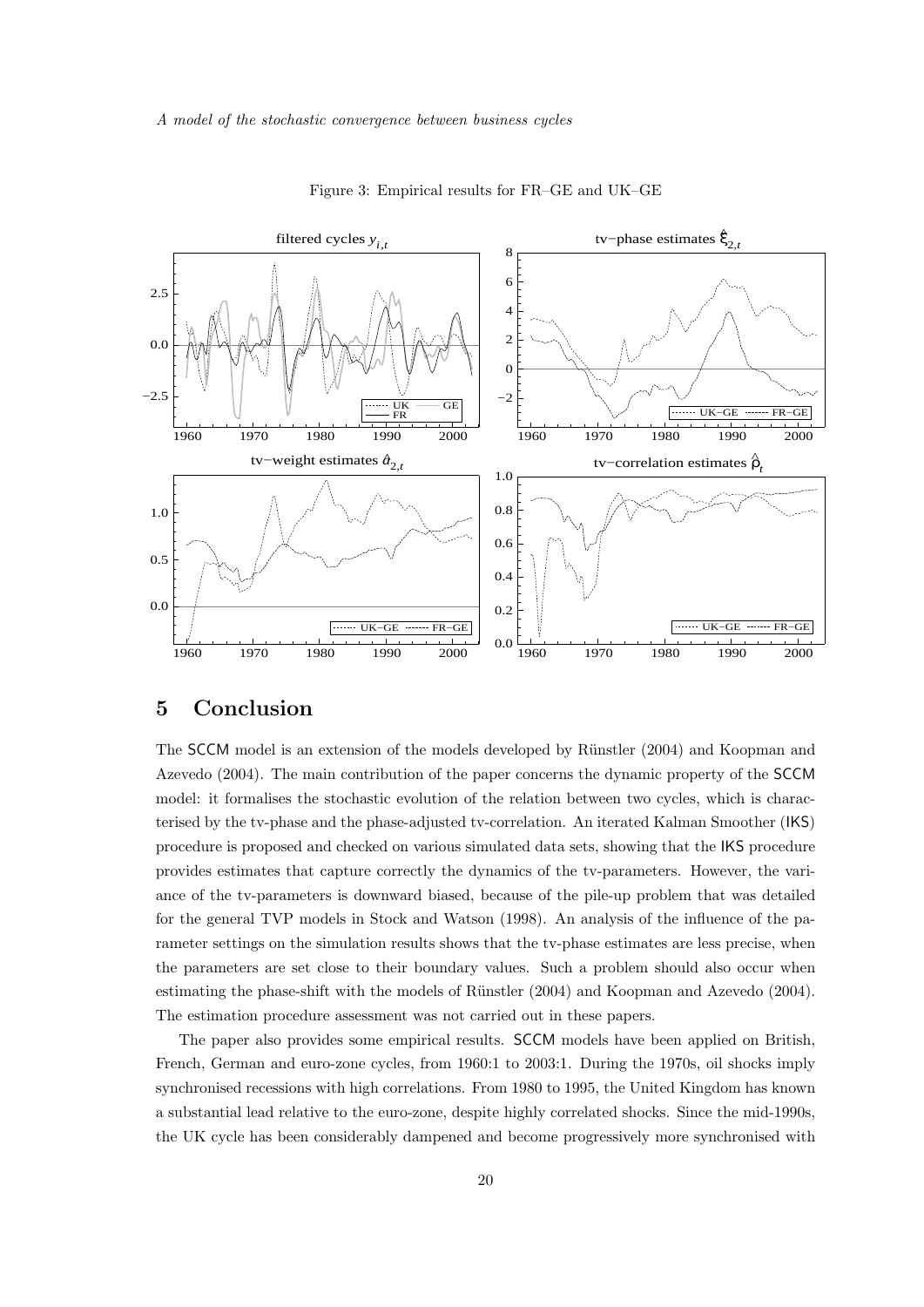Figure 3: Empirical results for FR–GE and UK–GE

# 5 Conclusion

The SCCM model is an extension of the models developed by Rünstler (2004) and Koopman and Azevedo (2004). The main contribution of the paper concerns the dynamic property of the SCCM model: it formalises the stochastic evolution of the relation between two cycles, which is characterised by the tv-phase and the phase-adjusted tv-correlation. An iterated Kalman Smoother (IKS) procedure is proposed and checked on various simulated data sets, showing that the IKS procedure provides estimates that capture correctly the dynamics of the tv-parameters. However, the variance of the tv-parameters is downward biased, because of the pile-up problem that was detailed for the general TVP models in Stock and Watson (1998). An analysis of the influence of the parameter settings on the simulation results shows that the tv-phase estimates are less precise, when the parameters are set close to their boundary values. Such a problem should also occur when estimating the phase-shift with the models of Rünstler (2004) and Koopman and Azevedo (2004). The estimation procedure assessment was not carried out in these papers.

The paper also provides some empirical results. SCCM models have been applied on British, French, German and euro-zone cycles, from 1960:1 to 2003:1. During the 1970s, oil shocks imply synchronised recessions with high correlations. From 1980 to 1995, the United Kingdom has known a substantial lead relative to the euro-zone, despite highly correlated shocks. Since the mid-1990s, the UK cycle has been considerably dampened and become progressively more synchronised with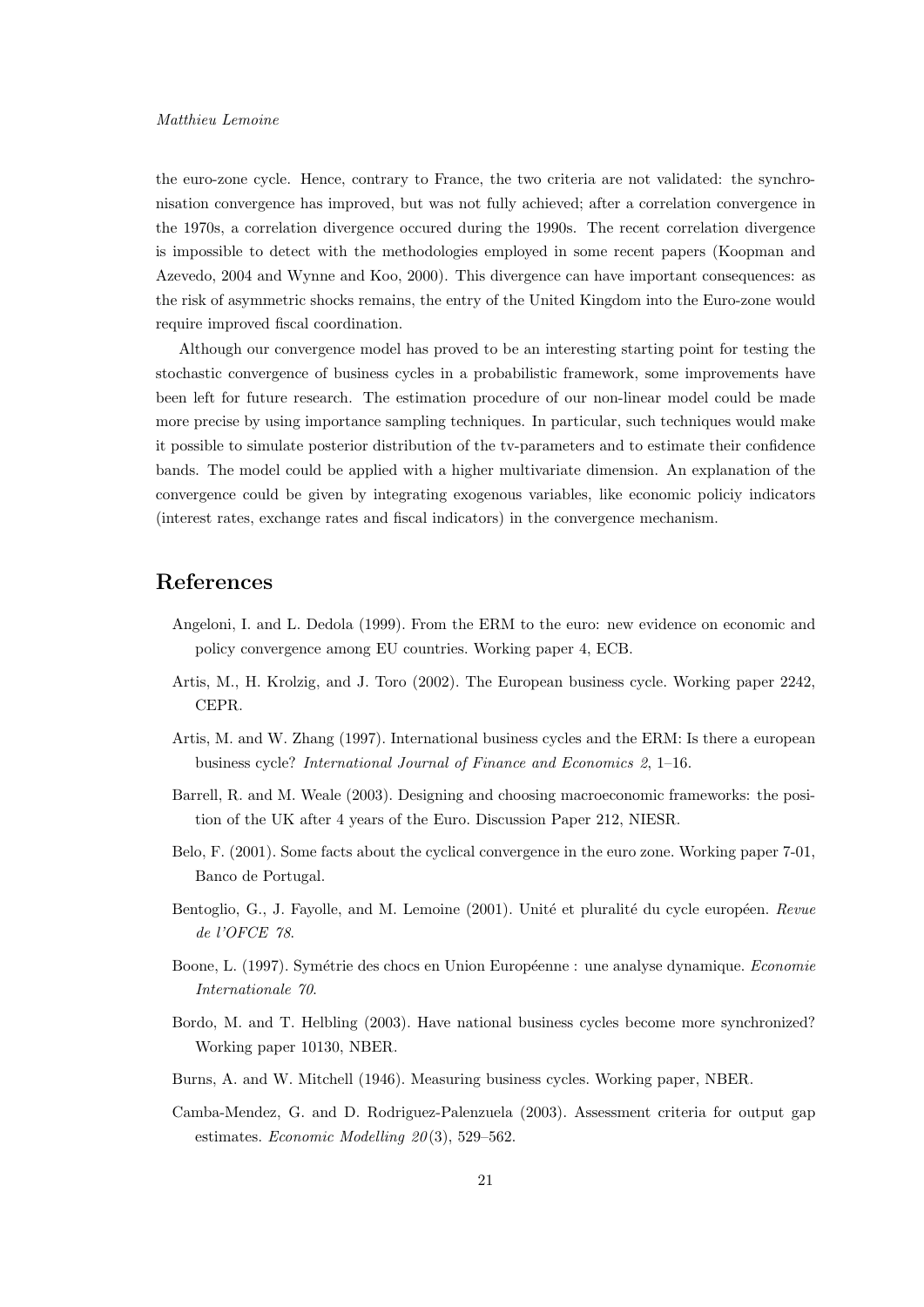the euro-zone cycle. Hence, contrary to France, the two criteria are not validated: the synchronisation convergence has improved, but was not fully achieved; after a correlation convergence in the 1970s, a correlation divergence occured during the 1990s. The recent correlation divergence is impossible to detect with the methodologies employed in some recent papers (Koopman and Azevedo, 2004 and Wynne and Koo, 2000). This divergence can have important consequences: as the risk of asymmetric shocks remains, the entry of the United Kingdom into the Euro-zone would require improved fiscal coordination.

Although our convergence model has proved to be an interesting starting point for testing the stochastic convergence of business cycles in a probabilistic framework, some improvements have been left for future research. The estimation procedure of our non-linear model could be made more precise by using importance sampling techniques. In particular, such techniques would make it possible to simulate posterior distribution of the tv-parameters and to estimate their confidence bands. The model could be applied with a higher multivariate dimension. An explanation of the convergence could be given by integrating exogenous variables, like economic policiy indicators (interest rates, exchange rates and fiscal indicators) in the convergence mechanism.

## References

Angeloni, I. and L. Dedola (1999). From the ERM to the euro: new evidence on economic and policy convergence among EU countries. Working paper 4, ECB.

Artis, M., H. Krolzig, and J. Toro (2002). The European business cycle. Working paper 2242, CEPR.

Artis, M. and W. Zhang (1997). International business cycles and the ERM: Is there a european business cycle? *International Journal of Finance and Economics 2*, 1–16.

Barrell, R. and M. Weale (2003). Designing and choosing macroeconomic frameworks: the position of the UK after 4 years of the Euro. Discussion Paper 212, NIESR.

Belo, F. (2001). Some facts about the cyclical convergence in the euro zone. Working paper 7-01, Banco de Portugal.

Bentoglio, G., J. Fayolle, and M. Lemoine (2001). Unité et pluralité du cycle européen. *Revue de l'OFCE 78*.

Boone, L. (1997). Symétrie des chocs en Union Européenne : une analyse dynamique. *Economie Internationale 70*.

Bordo, M. and T. Helbling (2003). Have national business cycles become more synchronized? Working paper 10130, NBER.

Burns, A. and W. Mitchell (1946). Measuring business cycles. Working paper, NBER.

Camba-Mendez, G. and D. Rodriguez-Palenzuela (2003). Assessment criteria for output gap estimates. *Economic Modelling 20*(3), 529–562.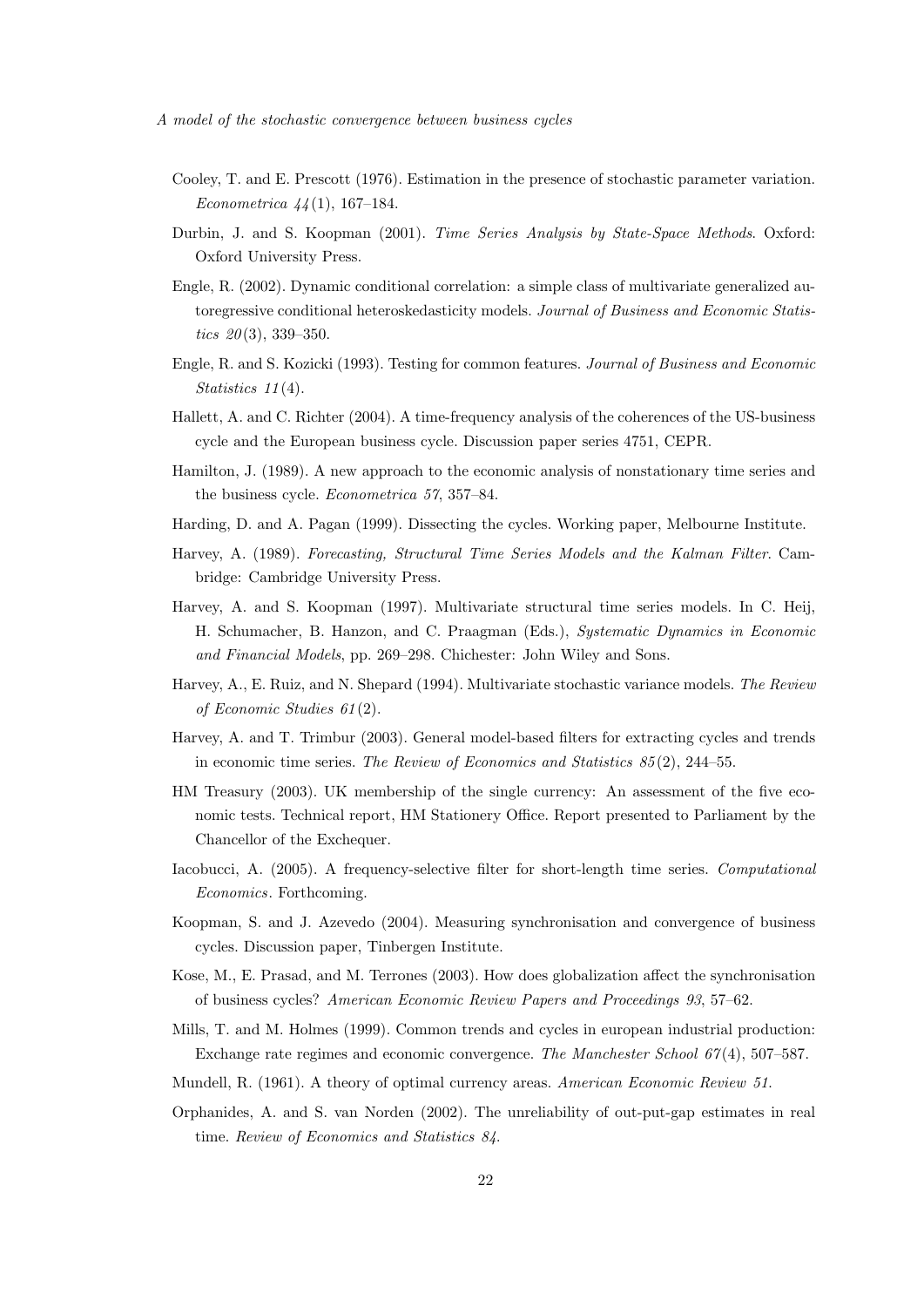Cooley, T. and E. Prescott (1976). Estimation in the presence of stochastic parameter variation. *Econometrica 44*(1), 167–184.

Durbin, J. and S. Koopman (2001). *Time Series Analysis by State-Space Methods*. Oxford: Oxford University Press.

Engle, R. (2002). Dynamic conditional correlation: a simple class of multivariate generalized autoregressive conditional heteroskedasticity models. *Journal of Business and Economic Statistics 20*(3), 339–350.

Engle, R. and S. Kozicki (1993). Testing for common features. *Journal of Business and Economic Statistics 11*(4).

Hallett, A. and C. Richter (2004). A time-frequency analysis of the coherences of the US-business cycle and the European business cycle. Discussion paper series 4751, CEPR.

Hamilton, J. (1989). A new approach to the economic analysis of nonstationary time series and the business cycle. *Econometrica 57*, 357–84.

Harding, D. and A. Pagan (1999). Dissecting the cycles. Working paper, Melbourne Institute.

Harvey, A. (1989). *Forecasting, Structural Time Series Models and the Kalman Filter*. Cambridge: Cambridge University Press.

Harvey, A. and S. Koopman (1997). Multivariate structural time series models. In C. Heij, H. Schumacher, B. Hanzon, and C. Praagman (Eds.), *Systematic Dynamics in Economic and Financial Models*, pp. 269–298. Chichester: John Wiley and Sons.

Harvey, A., E. Ruiz, and N. Shepard (1994). Multivariate stochastic variance models. *The Review of Economic Studies 61*(2).

Harvey, A. and T. Trimbur (2003). General model-based filters for extracting cycles and trends in economic time series. *The Review of Economics and Statistics 85*(2), 244–55.

HM Treasury (2003). UK membership of the single currency: An assessment of the five economic tests. Technical report, HM Stationery Office. Report presented to Parliament by the Chancellor of the Exchequer.

Iacobucci, A. (2005). A frequency-selective filter for short-length time series. *Computational Economics*. Forthcoming.

Koopman, S. and J. Azevedo (2004). Measuring synchronisation and convergence of business cycles. Discussion paper, Tinbergen Institute.

Kose, M., E. Prasad, and M. Terrones (2003). How does globalization affect the synchronisation of business cycles? *American Economic Review Papers and Proceedings 93*, 57–62.

Mills, T. and M. Holmes (1999). Common trends and cycles in european industrial production: Exchange rate regimes and economic convergence. *The Manchester School 67*(4), 507–587.

Mundell, R. (1961). A theory of optimal currency areas. *American Economic Review 51*.

Orphanides, A. and S. van Norden (2002). The unreliability of out-put-gap estimates in real time. *Review of Economics and Statistics 84*.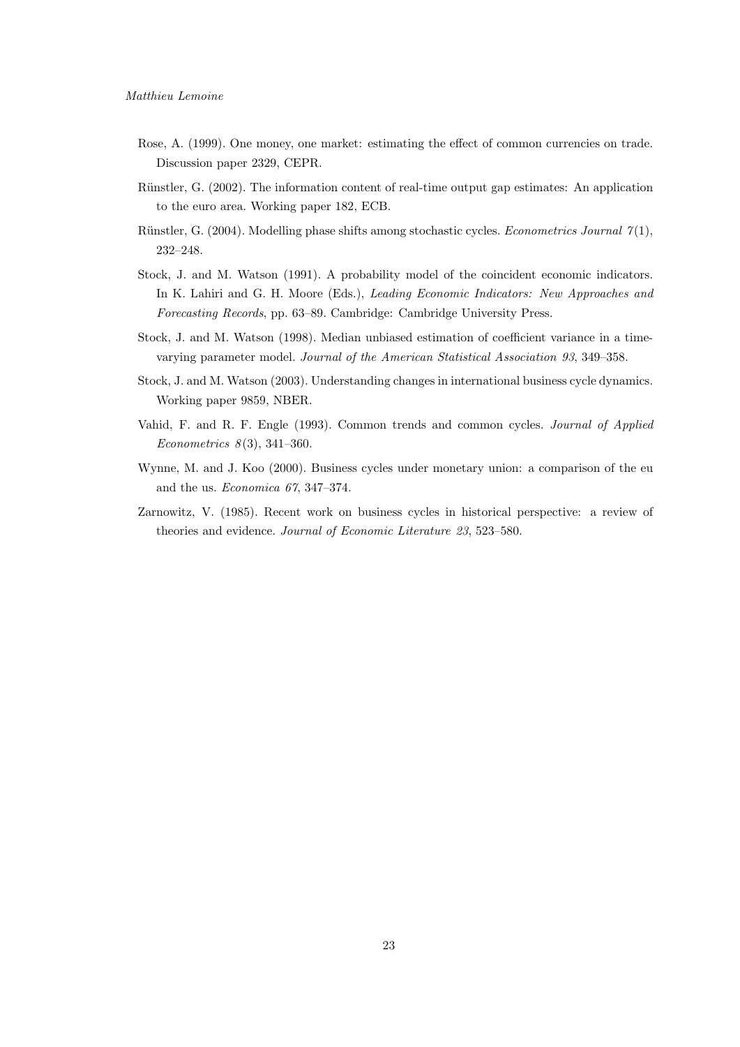Rose, A. (1999). One money, one market: estimating the effect of common currencies on trade. Discussion paper 2329, CEPR.

Rünstler, G. (2002). The information content of real-time output gap estimates: An application to the euro area. Working paper 182, ECB.

Rünstler, G. (2004). Modelling phase shifts among stochastic cycles. *Econometrics Journal 7*(1), 232–248.

Stock, J. and M. Watson (1991). A probability model of the coincident economic indicators. In K. Lahiri and G. H. Moore (Eds.), *Leading Economic Indicators: New Approaches and Forecasting Records*, pp. 63–89. Cambridge: Cambridge University Press.

Stock, J. and M. Watson (1998). Median unbiased estimation of coefficient variance in a time-varying parameter model. *Journal of the American Statistical Association 93*, 349–358.

Stock, J. and M. Watson (2003). Understanding changes in international business cycle dynamics. Working paper 9859, NBER.

Vahid, F. and R. F. Engle (1993). Common trends and common cycles. *Journal of Applied Econometrics 8*(3), 341–360.

Wynne, M. and J. Koo (2000). Business cycles under monetary union: a comparison of the eu and the us. *Economica 67*, 347–374.

Zarnowitz, V. (1985). Recent work on business cycles in historical perspective: a review of theories and evidence. *Journal of Economic Literature 23*, 523–580.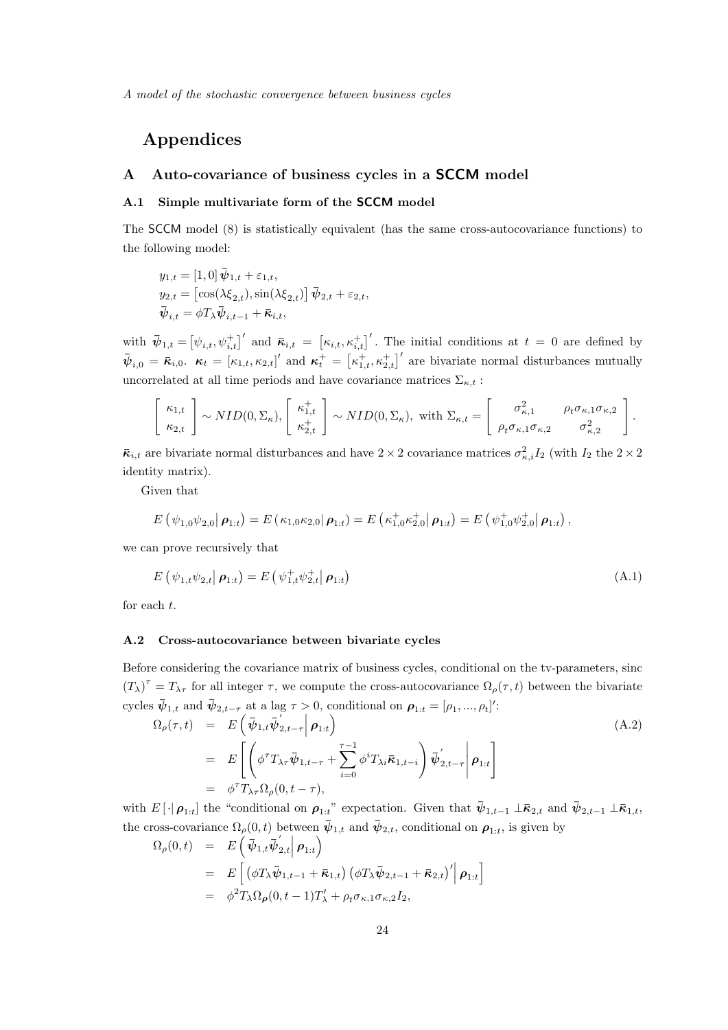# Appendices

## A Auto-covariance of business cycles in a SCCM model

### A.1 Simple multivariate form of the SCCM model

The SCCM model (8) is statistically equivalent (has the same cross-autocovariance functions) to the following model:

$$
\begin{aligned}
y_{1,t} &= [1,0]\,\bar{\boldsymbol{\psi}}_{1,t} + \varepsilon_{1,t},\\
y_{2,t} &= \left[\cos(\lambda\xi_{2,t}),\sin(\lambda\xi_{2,t})\right]\bar{\boldsymbol{\psi}}_{2,t} + \varepsilon_{2,t},\\
\bar{\boldsymbol{\psi}}_{i,t} &= \phi T_\lambda \bar{\boldsymbol{\psi}}_{i,t-1} + \bar{\boldsymbol{\kappa}}_{i,t},
\end{aligned}
$$

with $\bar{\boldsymbol{\psi}}_{1,t} = \left[\psi_{i,t},\psi_{i,t}^{+}\right]'$ and $\bar{\boldsymbol{\kappa}}_{i,t} = \left[\kappa_{i,t},\kappa_{i,t}^{+}\right]'$. The initial conditions at $t=0$ are defined by $\bar{\boldsymbol{\psi}}_{i,0} = \bar{\boldsymbol{\kappa}}_{i,0}$. $\boldsymbol{\kappa}_t = [\kappa_{1,t},\kappa_{2,t}]'$ and $\boldsymbol{\kappa}_t^{+} = \left[\kappa_{1,t}^{+},\kappa_{2,t}^{+}\right]'$ are bivariate normal disturbances mutually uncorrelated at all time periods and have covariance matrices $\Sigma_{\kappa,t}$ :

$$
\begin{bmatrix} \kappa_{1,t} \\ \kappa_{2,t} \end{bmatrix} \sim NID(0,\Sigma_\kappa),\ \begin{bmatrix} \kappa_{1,t}^{+} \\ \kappa_{2,t}^{+} \end{bmatrix} \sim NID(0,\Sigma_\kappa),\ \text{with } \Sigma_{\kappa,t} = \begin{bmatrix} \sigma_{\kappa,1}^2 & \rho_t\sigma_{\kappa,1}\sigma_{\kappa,2} \\ \rho_t\sigma_{\kappa,1}\sigma_{\kappa,2} & \sigma_{\kappa,2}^2 \end{bmatrix}.
$$

$\bar{\boldsymbol{\kappa}}_{i,t}$ are bivariate normal disturbances and have $2\times 2$ covariance matrices $\sigma_{\kappa,i}^2 I_2$ (with $I_2$ the $2\times 2$ identity matrix).

Given that

$$
E\left(\psi_{1,0}\psi_{2,0}\middle|\,\boldsymbol{\rho}_{1:t}\right) = E\left(\kappa_{1,0}\kappa_{2,0}\middle|\,\boldsymbol{\rho}_{1:t}\right) = E\left(\kappa_{1,0}^{+}\kappa_{2,0}^{+}\middle|\,\boldsymbol{\rho}_{1:t}\right) = E\left(\psi_{1,0}^{+}\psi_{2,0}^{+}\middle|\,\boldsymbol{\rho}_{1:t}\right),
$$

we can prove recursively that

$$
E\left(\psi_{1,t}\psi_{2,t}\middle|\,\boldsymbol{\rho}_{1:t}\right) = E\left(\psi_{1,t}^{+}\psi_{2,t}^{+}\middle|\,\boldsymbol{\rho}_{1:t}\right) \tag{A.1}
$$

for each $t$.

### A.2 Cross-autocovariance between bivariate cycles

Before considering the covariance matrix of business cycles, conditional on the tv-parameters, sinc $(T_\lambda)^\tau = T_{\lambda\tau}$ for all integer $\tau$, we compute the cross-autocovariance $\Omega_\rho(\tau,t)$ between the bivariate cycles $\bar{\boldsymbol{\psi}}_{1,t}$ and $\bar{\boldsymbol{\psi}}_{2,t-\tau}$ at a lag $\tau>0$, conditional on $\boldsymbol{\rho}_{1:t} = [\rho_1,...,\rho_t]'$:

$$
\begin{aligned}
\Omega_\rho(\tau,t) &= E\left(\bar{\boldsymbol{\psi}}_{1,t}\bar{\boldsymbol{\psi}}_{2,t-\tau}'\middle|\,\boldsymbol{\rho}_{1:t}\right) \\
&= E\left[\left(\phi^\tau T_{\lambda\tau}\bar{\boldsymbol{\psi}}_{1,t-\tau} + \sum_{i=0}^{\tau-1}\phi^i T_{\lambda i}\bar{\boldsymbol{\kappa}}_{1,t-i}\right)\bar{\boldsymbol{\psi}}_{2,t-\tau}'\middle|\,\boldsymbol{\rho}_{1:t}\right] \\
&= \phi^\tau T_{\lambda\tau}\Omega_\rho(0,t-\tau),
\end{aligned} \tag{A.2}
$$

with $E\left[\cdot|\,\boldsymbol{\rho}_{1:t}\right]$ the "conditional on $\boldsymbol{\rho}_{1:t}$" expectation. Given that $\bar{\boldsymbol{\psi}}_{1,t-1}\perp\bar{\boldsymbol{\kappa}}_{2,t}$ and $\bar{\boldsymbol{\psi}}_{2,t-1}\perp\bar{\boldsymbol{\kappa}}_{1,t}$, the cross-covariance $\Omega_\rho(0,t)$ between $\bar{\boldsymbol{\psi}}_{1,t}$ and $\bar{\boldsymbol{\psi}}_{2,t}$, conditional on $\boldsymbol{\rho}_{1:t}$, is given by

$$
\begin{aligned}
\Omega_\rho(0,t) &= E\left(\bar{\boldsymbol{\psi}}_{1,t}\bar{\boldsymbol{\psi}}_{2,t}'\middle|\,\boldsymbol{\rho}_{1:t}\right) \\
&= E\left[\left(\phi T_\lambda\bar{\boldsymbol{\psi}}_{1,t-1} + \bar{\boldsymbol{\kappa}}_{1,t}\right)\left(\phi T_\lambda\bar{\boldsymbol{\psi}}_{2,t-1} + \bar{\boldsymbol{\kappa}}_{2,t}\right)'\middle|\,\boldsymbol{\rho}_{1:t}\right] \\
&= \phi^2 T_\lambda\Omega_{\boldsymbol{\rho}}(0,t-1)T_\lambda' + \rho_t\sigma_{\kappa,1}\sigma_{\kappa,2}I_2,
\end{aligned}
$$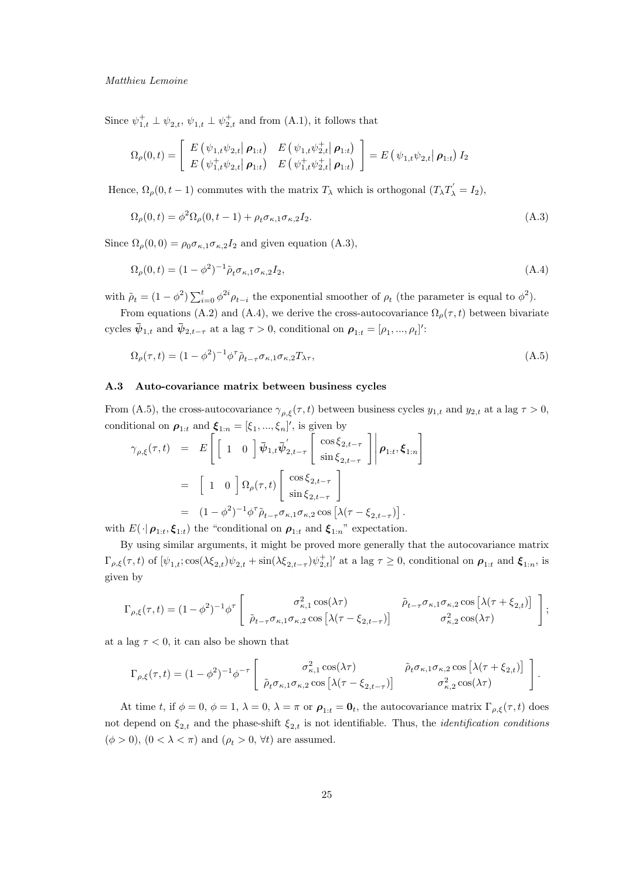Since $\psi_{1,t}^+ \perp \psi_{2,t}$, $\psi_{1,t} \perp \psi_{2,t}^+$ and from (A.1), it follows that

$$\Omega_\rho(0,t) = \left[ \begin{array}{cc} E\left(\psi_{1,t}\psi_{2,t} \middle| \boldsymbol{\rho}_{1:t}\right) & E\left(\psi_{1,t}\psi_{2,t}^+ \middle| \boldsymbol{\rho}_{1:t}\right) \\ E\left(\psi_{1,t}^+\psi_{2,t} \middle| \boldsymbol{\rho}_{1:t}\right) & E\left(\psi_{1,t}^+\psi_{2,t}^+ \middle| \boldsymbol{\rho}_{1:t}\right) \end{array} \right] = E\left(\psi_{1,t}\psi_{2,t} \middle| \boldsymbol{\rho}_{1:t}\right) I_2$$

Hence, $\Omega_\rho(0,t-1)$ commutes with the matrix $T_\lambda$ which is orthogonal ($T_\lambda T_\lambda^{'} = I_2$),

$$\Omega_\rho(0,t) = \phi^2 \Omega_\rho(0,t-1) + \rho_t \sigma_{\kappa,1}\sigma_{\kappa,2} I_2. \tag{A.3}$$

Since $\Omega_\rho(0,0) = \rho_0 \sigma_{\kappa,1}\sigma_{\kappa,2} I_2$ and given equation (A.3),

$$\Omega_\rho(0,t) = (1-\phi^2)^{-1} \tilde{\rho}_t \sigma_{\kappa,1}\sigma_{\kappa,2} I_2, \tag{A.4}$$

with $\tilde{\rho}_t = (1-\phi^2)\sum_{i=0}^t \phi^{2i}\rho_{t-i}$ the exponential smoother of $\rho_t$ (the parameter is equal to $\phi^2$).

From equations (A.2) and (A.4), we derive the cross-autocovariance $\Omega_\rho(\tau,t)$ between bivariate cycles $\bar{\boldsymbol{\psi}}_{1,t}$ and $\bar{\boldsymbol{\psi}}_{2,t-\tau}$ at a lag $\tau > 0$, conditional on $\boldsymbol{\rho}_{1:t} = [\rho_1, ..., \rho_t]'$:

$$\Omega_\rho(\tau,t) = (1-\phi^2)^{-1} \phi^\tau \tilde{\rho}_{t-\tau} \sigma_{\kappa,1}\sigma_{\kappa,2} T_{\lambda\tau}, \tag{A.5}$$

### A.3 Auto-covariance matrix between business cycles

From (A.5), the cross-autocovariance $\gamma_{\rho,\xi}(\tau,t)$ between business cycles $y_{1,t}$ and $y_{2,t}$ at a lag $\tau > 0$, conditional on $\boldsymbol{\rho}_{1:t}$ and $\boldsymbol{\xi}_{1:n} = [\xi_1, ..., \xi_n]'$, is given by

$$\begin{aligned}
\gamma_{\rho,\xi}(\tau,t) &= E\left[ \left[ \begin{array}{cc} 1 & 0 \end{array} \right] \bar{\boldsymbol{\psi}}_{1,t} \bar{\boldsymbol{\psi}}_{2,t-\tau}^{'} \left[ \begin{array}{c} \cos \xi_{2,t-\tau} \\ \sin \xi_{2,t-\tau} \end{array} \right] \middle| \boldsymbol{\rho}_{1:t}, \boldsymbol{\xi}_{1:n} \right] \\
&= \left[ \begin{array}{cc} 1 & 0 \end{array} \right] \Omega_\rho(\tau,t) \left[ \begin{array}{c} \cos \xi_{2,t-\tau} \\ \sin \xi_{2,t-\tau} \end{array} \right] \\
&= (1-\phi^2)^{-1} \phi^\tau \tilde{\rho}_{t-\tau} \sigma_{\kappa,1}\sigma_{\kappa,2} \cos\left[\lambda(\tau - \xi_{2,t-\tau})\right].
\end{aligned}$$

with $E(\cdot|\, \boldsymbol{\rho}_{1:t}, \boldsymbol{\xi}_{1:t})$ the "conditional on $\boldsymbol{\rho}_{1:t}$ and $\boldsymbol{\xi}_{1:n}$" expectation.

By using similar arguments, it might be proved more generally that the autocovariance matrix $\Gamma_{\rho,\xi}(\tau,t)$ of $[\psi_{1,t}; \cos(\lambda\xi_{2,t})\psi_{2,t} + \sin(\lambda\xi_{2,t-\tau})\psi_{2,t}^+]'$ at a lag $\tau \geq 0$, conditional on $\boldsymbol{\rho}_{1:t}$ and $\boldsymbol{\xi}_{1:n}$, is given by

$$\Gamma_{\rho,\xi}(\tau,t) = (1-\phi^2)^{-1}\phi^\tau \left[ \begin{array}{cc} \sigma_{\kappa,1}^2 \cos(\lambda\tau) & \tilde{\rho}_{t-\tau}\sigma_{\kappa,1}\sigma_{\kappa,2}\cos\left[\lambda(\tau+\xi_{2,t})\right] \\ \tilde{\rho}_{t-\tau}\sigma_{\kappa,1}\sigma_{\kappa,2}\cos\left[\lambda(\tau-\xi_{2,t-\tau})\right] & \sigma_{\kappa,2}^2\cos(\lambda\tau) \end{array} \right];$$

at a lag $\tau < 0$, it can also be shown that

$$\Gamma_{\rho,\xi}(\tau,t) = (1-\phi^2)^{-1}\phi^{-\tau} \left[ \begin{array}{cc} \sigma_{\kappa,1}^2 \cos(\lambda\tau) & \tilde{\rho}_t\sigma_{\kappa,1}\sigma_{\kappa,2}\cos\left[\lambda(\tau+\xi_{2,t})\right] \\ \tilde{\rho}_t\sigma_{\kappa,1}\sigma_{\kappa,2}\cos\left[\lambda(\tau-\xi_{2,t-\tau})\right] & \sigma_{\kappa,2}^2\cos(\lambda\tau) \end{array} \right].$$

At time $t$, if $\phi = 0$, $\phi = 1$, $\lambda = 0$, $\lambda = \pi$ or $\boldsymbol{\rho}_{1:t} = \mathbf{0}_t$, the autocovariance matrix $\Gamma_{\rho,\xi}(\tau,t)$ does not depend on $\xi_{2,t}$ and the phase-shift $\xi_{2,t}$ is not identifiable. Thus, the *identification conditions* ($\phi > 0$), ($0 < \lambda < \pi$) and ($\rho_t > 0$, $\forall t$) are assumed.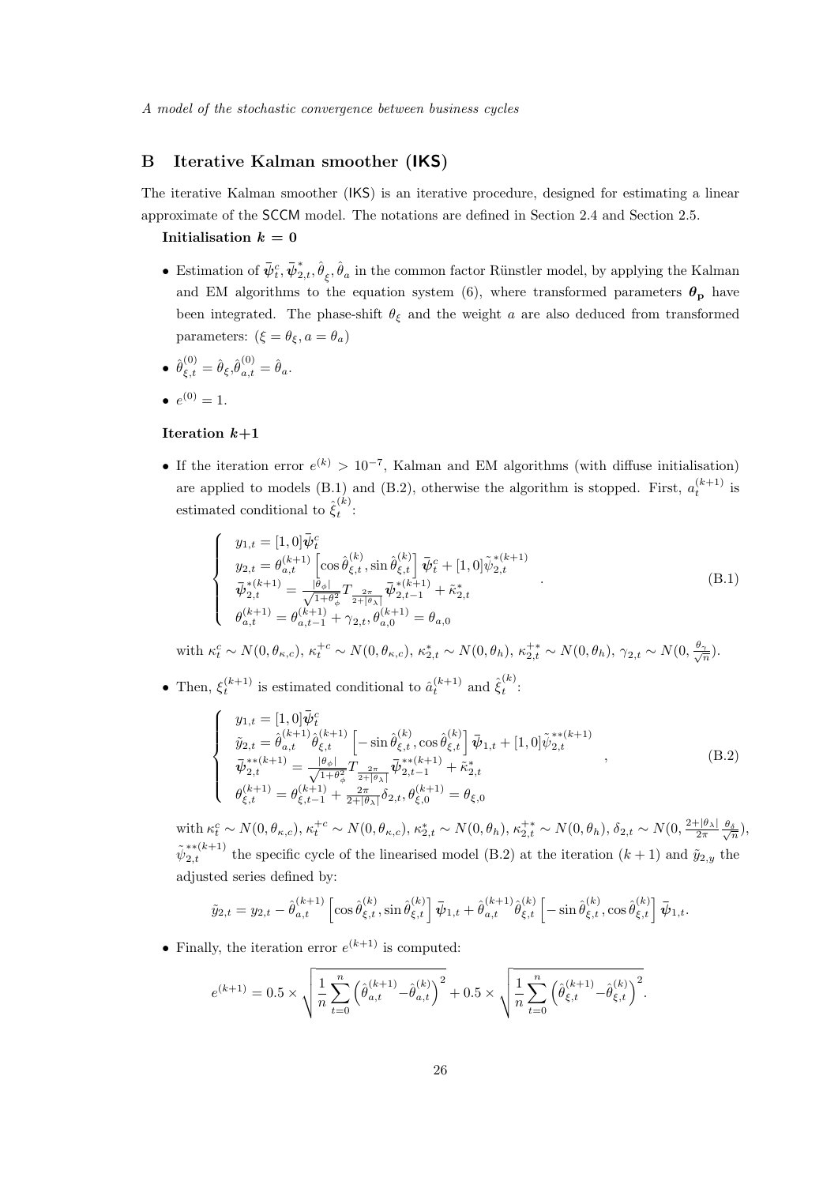## B Iterative Kalman smoother (IKS)

The iterative Kalman smoother (IKS) is an iterative procedure, designed for estimating a linear approximate of the SCCM model. The notations are defined in Section 2.4 and Section 2.5.

**Initialisation $k = 0$**

- Estimation of $\bar{\psi}_t^c, \bar{\psi}_{2,t}^*, \hat{\theta}_\xi, \hat{\theta}_a$ in the common factor Rünstler model, by applying the Kalman and EM algorithms to the equation system (6), where transformed parameters $\boldsymbol{\theta}_\mathbf{p}$ have been integrated. The phase-shift $\theta_\xi$ and the weight $a$ are also deduced from transformed parameters: $(\xi = \theta_\xi, a = \theta_a)$
- $\hat{\theta}_{\xi,t}^{(0)} = \hat{\theta}_\xi, \hat{\theta}_{a,t}^{(0)} = \hat{\theta}_a$.
- $e^{(0)} = 1$.

**Iteration $k$+1**

- If the iteration error $e^{(k)} > 10^{-7}$, Kalman and EM algorithms (with diffuse initialisation) are applied to models (B.1) and (B.2), otherwise the algorithm is stopped. First, $a_t^{(k+1)}$ is estimated conditional to $\hat{\xi}_t^{(k)}$:

$$
\left\{
\begin{array}{l}
y_{1,t} = [1,0]\bar{\psi}_t^c \\
y_{2,t} = \theta_{a,t}^{(k+1)} \left[\cos\hat{\theta}_{\xi,t}^{(k)}, \sin\hat{\theta}_{\xi,t}^{(k)}\right] \bar{\psi}_t^c + [1,0]\tilde{\psi}_{2,t}^{*(k+1)} \\
\bar{\psi}_{2,t}^{*(k+1)} = \frac{|\theta_\phi|}{\sqrt{1+\theta_\phi^2}} T_{\frac{2\pi}{2+|\theta_\lambda|}} \bar{\psi}_{2,t-1}^{*(k+1)} + \tilde{\kappa}_{2,t}^* \\
\theta_{a,t}^{(k+1)} = \theta_{a,t-1}^{(k+1)} + \gamma_{2,t}, \theta_{a,0}^{(k+1)} = \theta_{a,0}
\end{array}
\right. . \tag{B.1}
$$

  with $\kappa_t^c \sim N(0, \theta_{\kappa,c})$, $\kappa_t^{+c} \sim N(0, \theta_{\kappa,c})$, $\kappa_{2,t}^* \sim N(0, \theta_h)$, $\kappa_{2,t}^{+*} \sim N(0, \theta_h)$, $\gamma_{2,t} \sim N(0, \frac{\theta_\gamma}{\sqrt{n}})$.

- Then, $\xi_t^{(k+1)}$ is estimated conditional to $\hat{a}_t^{(k+1)}$ and $\hat{\xi}_t^{(k)}$:

$$
\left\{
\begin{array}{l}
y_{1,t} = [1,0]\bar{\psi}_t^c \\
\tilde{y}_{2,t} = \hat{\theta}_{a,t}^{(k+1)} \hat{\theta}_{\xi,t}^{(k+1)} \left[-\sin\hat{\theta}_{\xi,t}^{(k)}, \cos\hat{\theta}_{\xi,t}^{(k)}\right] \bar{\psi}_{1,t} + [1,0]\tilde{\psi}_{2,t}^{**(k+1)} \\
\bar{\psi}_{2,t}^{**(k+1)} = \frac{|\theta_\phi|}{\sqrt{1+\theta_\phi^2}} T_{\frac{2\pi}{2+|\theta_\lambda|}} \bar{\psi}_{2,t-1}^{**(k+1)} + \tilde{\kappa}_{2,t}^* \\
\theta_{\xi,t}^{(k+1)} = \theta_{\xi,t-1}^{(k+1)} + \frac{2\pi}{2+|\theta_\lambda|}\delta_{2,t}, \theta_{\xi,0}^{(k+1)} = \theta_{\xi,0}
\end{array}
\right. , \tag{B.2}
$$

  with $\kappa_t^c \sim N(0, \theta_{\kappa,c})$, $\kappa_t^{+c} \sim N(0, \theta_{\kappa,c})$, $\kappa_{2,t}^* \sim N(0, \theta_h)$, $\kappa_{2,t}^{+*} \sim N(0, \theta_h)$, $\delta_{2,t} \sim N(0, \frac{2+|\theta_\lambda|}{2\pi}\frac{\theta_\delta}{\sqrt{n}})$, $\tilde{\psi}_{2,t}^{**(k+1)}$ the specific cycle of the linearised model (B.2) at the iteration $(k+1)$ and $\tilde{y}_{2,y}$ the adjusted series defined by:

$$
\tilde{y}_{2,t} = y_{2,t} - \hat{\theta}_{a,t}^{(k+1)} \left[\cos\hat{\theta}_{\xi,t}^{(k)}, \sin\hat{\theta}_{\xi,t}^{(k)}\right] \bar{\psi}_{1,t} + \hat{\theta}_{a,t}^{(k+1)} \hat{\theta}_{\xi,t}^{(k)} \left[-\sin\hat{\theta}_{\xi,t}^{(k)}, \cos\hat{\theta}_{\xi,t}^{(k)}\right] \bar{\psi}_{1,t}.
$$

- Finally, the iteration error $e^{(k+1)}$ is computed:

$$
e^{(k+1)} = 0.5 \times \sqrt{\frac{1}{n}\sum_{t=0}^{n}\left(\hat{\theta}_{a,t}^{(k+1)} - \hat{\theta}_{a,t}^{(k)}\right)^2} + 0.5 \times \sqrt{\frac{1}{n}\sum_{t=0}^{n}\left(\hat{\theta}_{\xi,t}^{(k+1)} - \hat{\theta}_{\xi,t}^{(k)}\right)^2}.
$$